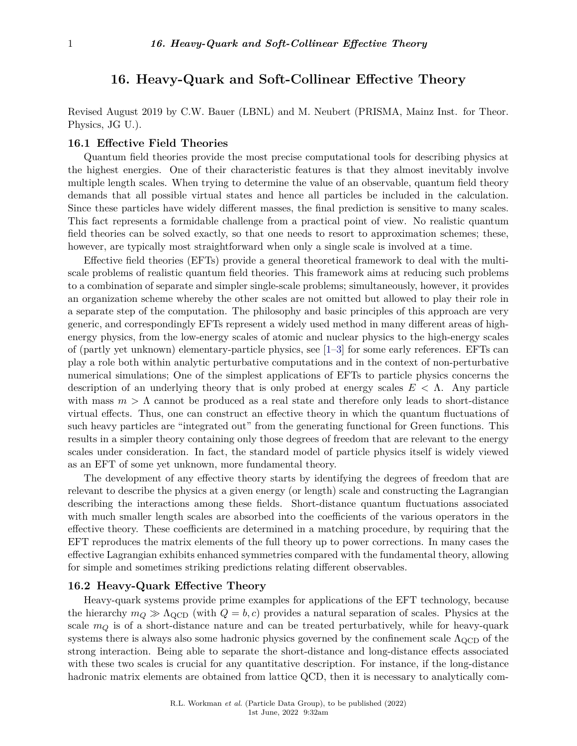# 16. Heavy-Quark and Soft-Collinear Effective Theory

Revised August 2019 by C.W. Bauer (LBNL) and M. Neubert (PRISMA, Mainz Inst. for Theor. Physics, JG U.).

## 16.1 Effective Field Theories

Quantum field theories provide the most precise computational tools for describing physics at the highest energies. One of their characteristic features is that they almost inevitably involve multiple length scales. When trying to determine the value of an observable, quantum field theory demands that all possible virtual states and hence all particles be included in the calculation. Since these particles have widely different masses, the final prediction is sensitive to many scales. This fact represents a formidable challenge from a practical point of view. No realistic quantum field theories can be solved exactly, so that one needs to resort to approximation schemes; these, however, are typically most straightforward when only a single scale is involved at a time.

Effective field theories (EFTs) provide a general theoretical framework to deal with the multi-scale problems of realistic quantum field theories. This framework aims at reducing such problems to a combination of separate and simpler single-scale problems; simultaneously, however, it provides an organization scheme whereby the other scales are not omitted but allowed to play their role in a separate step of the computation. The philosophy and basic principles of this approach are very generic, and correspondingly EFTs represent a widely used method in many different areas of high-energy physics, from the low-energy scales of atomic and nuclear physics to the high-energy scales of (partly yet unknown) elementary-particle physics, see [1–3] for some early references. EFTs can play a role both within analytic perturbative computations and in the context of non-perturbative numerical simulations; One of the simplest applications of EFTs to particle physics concerns the description of an underlying theory that is only probed at energy scales $E < \Lambda$. Any particle with mass $m > \Lambda$ cannot be produced as a real state and therefore only leads to short-distance virtual effects. Thus, one can construct an effective theory in which the quantum fluctuations of such heavy particles are "integrated out" from the generating functional for Green functions. This results in a simpler theory containing only those degrees of freedom that are relevant to the energy scales under consideration. In fact, the standard model of particle physics itself is widely viewed as an EFT of some yet unknown, more fundamental theory.

The development of any effective theory starts by identifying the degrees of freedom that are relevant to describe the physics at a given energy (or length) scale and constructing the Lagrangian describing the interactions among these fields. Short-distance quantum fluctuations associated with much smaller length scales are absorbed into the coefficients of the various operators in the effective theory. These coefficients are determined in a matching procedure, by requiring that the EFT reproduces the matrix elements of the full theory up to power corrections. In many cases the effective Lagrangian exhibits enhanced symmetries compared with the fundamental theory, allowing for simple and sometimes striking predictions relating different observables.

## 16.2 Heavy-Quark Effective Theory

Heavy-quark systems provide prime examples for applications of the EFT technology, because the hierarchy $m_Q \gg \Lambda_{\text{QCD}}$ (with $Q = b, c$) provides a natural separation of scales. Physics at the scale $m_Q$ is of a short-distance nature and can be treated perturbatively, while for heavy-quark systems there is always also some hadronic physics governed by the confinement scale $\Lambda_{\text{QCD}}$ of the strong interaction. Being able to separate the short-distance and long-distance effects associated with these two scales is crucial for any quantitative description. For instance, if the long-distance hadronic matrix elements are obtained from lattice QCD, then it is necessary to analytically com-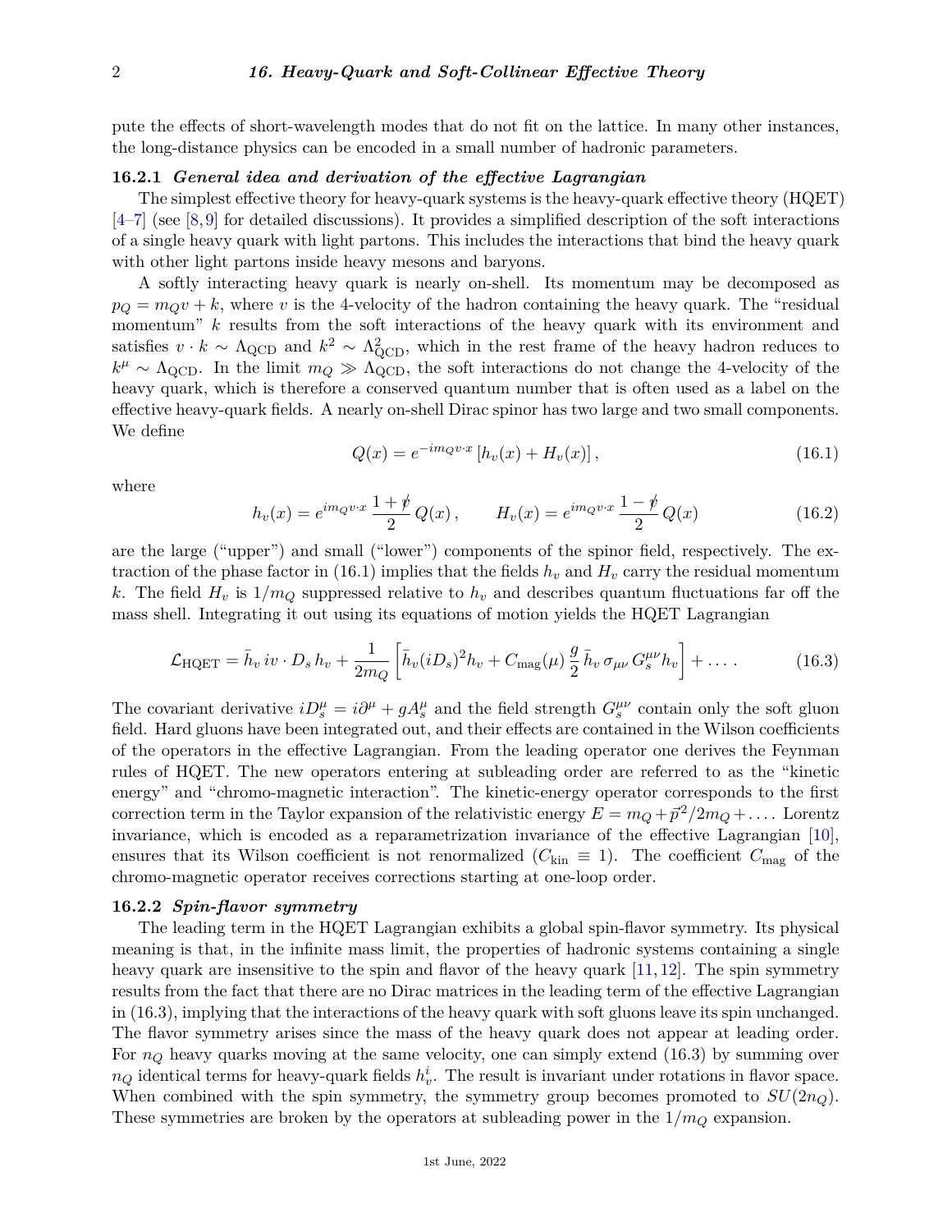pute the effects of short-wavelength modes that do not fit on the lattice. In many other instances, the long-distance physics can be encoded in a small number of hadronic parameters.

### 16.2.1 *General idea and derivation of the effective Lagrangian*

The simplest effective theory for heavy-quark systems is the heavy-quark effective theory (HQET) [4–7] (see [8,9] for detailed discussions). It provides a simplified description of the soft interactions of a single heavy quark with light partons. This includes the interactions that bind the heavy quark with other light partons inside heavy mesons and baryons.

A softly interacting heavy quark is nearly on-shell. Its momentum may be decomposed as $p_Q = m_Q v + k$, where $v$ is the 4-velocity of the hadron containing the heavy quark. The "residual momentum" $k$ results from the soft interactions of the heavy quark with its environment and satisfies $v \cdot k \sim \Lambda_{\rm QCD}$ and $k^2 \sim \Lambda_{\rm QCD}^2$, which in the rest frame of the heavy hadron reduces to $k^\mu \sim \Lambda_{\rm QCD}$. In the limit $m_Q \gg \Lambda_{\rm QCD}$, the soft interactions do not change the 4-velocity of the heavy quark, which is therefore a conserved quantum number that is often used as a label on the effective heavy-quark fields. A nearly on-shell Dirac spinor has two large and two small components. We define

$$Q(x) = e^{-im_Q v\cdot x}\left[h_v(x) + H_v(x)\right], \tag{16.1}$$

where

$$h_v(x) = e^{im_Q v\cdot x}\,\frac{1+\not{v}}{2}\,Q(x)\,, \qquad H_v(x) = e^{im_Q v\cdot x}\,\frac{1-\not{v}}{2}\,Q(x) \tag{16.2}$$

are the large ("upper") and small ("lower") components of the spinor field, respectively. The extraction of the phase factor in (16.1) implies that the fields $h_v$ and $H_v$ carry the residual momentum $k$. The field $H_v$ is $1/m_Q$ suppressed relative to $h_v$ and describes quantum fluctuations far off the mass shell. Integrating it out using its equations of motion yields the HQET Lagrangian

$$\mathcal{L}_{\rm HQET} = \bar h_v\, iv\cdot D_s\, h_v + \frac{1}{2m_Q}\left[\bar h_v (iD_s)^2 h_v + C_{\rm mag}(\mu)\,\frac{g}{2}\,\bar h_v\,\sigma_{\mu\nu}\,G_s^{\mu\nu} h_v\right] + \dots\,. \tag{16.3}$$

The covariant derivative $iD_s^\mu = i\partial^\mu + gA_s^\mu$ and the field strength $G_s^{\mu\nu}$ contain only the soft gluon field. Hard gluons have been integrated out, and their effects are contained in the Wilson coefficients of the operators in the effective Lagrangian. From the leading operator one derives the Feynman rules of HQET. The new operators entering at subleading order are referred to as the "kinetic energy" and "chromo-magnetic interaction". The kinetic-energy operator corresponds to the first correction term in the Taylor expansion of the relativistic energy $E = m_Q + \vec p^{\,2}/2m_Q + \dots$. Lorentz invariance, which is encoded as a reparametrization invariance of the effective Lagrangian [10], ensures that its Wilson coefficient is not renormalized ($C_{\rm kin} \equiv 1$). The coefficient $C_{\rm mag}$ of the chromo-magnetic operator receives corrections starting at one-loop order.

### 16.2.2 *Spin-flavor symmetry*

The leading term in the HQET Lagrangian exhibits a global spin-flavor symmetry. Its physical meaning is that, in the infinite mass limit, the properties of hadronic systems containing a single heavy quark are insensitive to the spin and flavor of the heavy quark [11,12]. The spin symmetry results from the fact that there are no Dirac matrices in the leading term of the effective Lagrangian in (16.3), implying that the interactions of the heavy quark with soft gluons leave its spin unchanged. The flavor symmetry arises since the mass of the heavy quark does not appear at leading order. For $n_Q$ heavy quarks moving at the same velocity, one can simply extend (16.3) by summing over $n_Q$ identical terms for heavy-quark fields $h_v^i$. The result is invariant under rotations in flavor space. When combined with the spin symmetry, the symmetry group becomes promoted to $SU(2n_Q)$. These symmetries are broken by the operators at subleading power in the $1/m_Q$ expansion.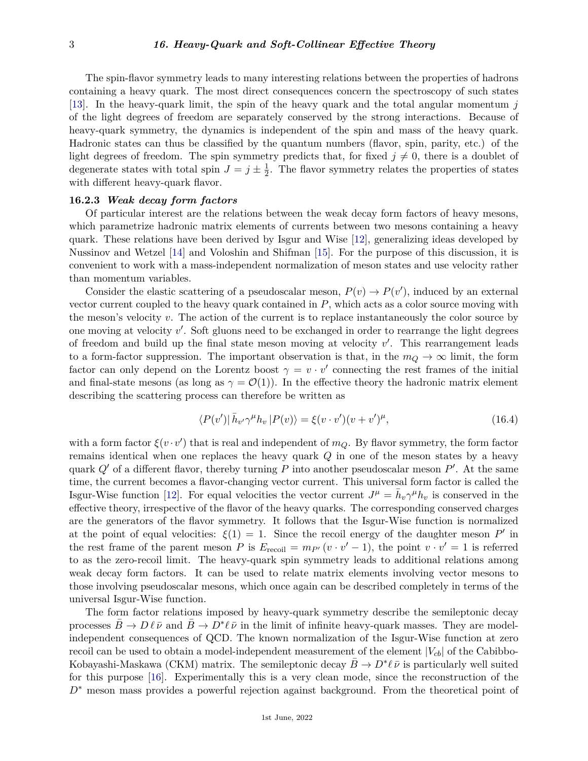The spin-flavor symmetry leads to many interesting relations between the properties of hadrons containing a heavy quark. The most direct consequences concern the spectroscopy of such states [13]. In the heavy-quark limit, the spin of the heavy quark and the total angular momentum $j$ of the light degrees of freedom are separately conserved by the strong interactions. Because of heavy-quark symmetry, the dynamics is independent of the spin and mass of the heavy quark. Hadronic states can thus be classified by the quantum numbers (flavor, spin, parity, etc.) of the light degrees of freedom. The spin symmetry predicts that, for fixed $j \neq 0$, there is a doublet of degenerate states with total spin $J = j \pm \frac{1}{2}$. The flavor symmetry relates the properties of states with different heavy-quark flavor.

### 16.2.3 *Weak decay form factors*

Of particular interest are the relations between the weak decay form factors of heavy mesons, which parametrize hadronic matrix elements of currents between two mesons containing a heavy quark. These relations have been derived by Isgur and Wise [12], generalizing ideas developed by Nussinov and Wetzel [14] and Voloshin and Shifman [15]. For the purpose of this discussion, it is convenient to work with a mass-independent normalization of meson states and use velocity rather than momentum variables.

Consider the elastic scattering of a pseudoscalar meson, $P(v) \to P(v')$, induced by an external vector current coupled to the heavy quark contained in $P$, which acts as a color source moving with the meson's velocity $v$. The action of the current is to replace instantaneously the color source by one moving at velocity $v'$. Soft gluons need to be exchanged in order to rearrange the light degrees of freedom and build up the final state meson moving at velocity $v'$. This rearrangement leads to a form-factor suppression. The important observation is that, in the $m_Q \to \infty$ limit, the form factor can only depend on the Lorentz boost $\gamma = v \cdot v'$ connecting the rest frames of the initial and final-state mesons (as long as $\gamma = \mathcal{O}(1)$). In the effective theory the hadronic matrix element describing the scattering process can therefore be written as

$$\langle P(v') | \, \bar{h}_{v'} \gamma^\mu h_v \, | P(v) \rangle = \xi(v \cdot v') (v + v')^\mu, \tag{16.4}$$

with a form factor $\xi(v \cdot v')$ that is real and independent of $m_Q$. By flavor symmetry, the form factor remains identical when one replaces the heavy quark $Q$ in one of the meson states by a heavy quark $Q'$ of a different flavor, thereby turning $P$ into another pseudoscalar meson $P'$. At the same time, the current becomes a flavor-changing vector current. This universal form factor is called the Isgur-Wise function [12]. For equal velocities the vector current $J^\mu = \bar{h}_v \gamma^\mu h_v$ is conserved in the effective theory, irrespective of the flavor of the heavy quarks. The corresponding conserved charges are the generators of the flavor symmetry. It follows that the Isgur-Wise function is normalized at the point of equal velocities: $\xi(1) = 1$. Since the recoil energy of the daughter meson $P'$ in the rest frame of the parent meson $P$ is $E_{\rm recoil} = m_{P'} \, (v \cdot v' - 1)$, the point $v \cdot v' = 1$ is referred to as the zero-recoil limit. The heavy-quark spin symmetry leads to additional relations among weak decay form factors. It can be used to relate matrix elements involving vector mesons to those involving pseudoscalar mesons, which once again can be described completely in terms of the universal Isgur-Wise function.

The form factor relations imposed by heavy-quark symmetry describe the semileptonic decay processes $\bar{B} \to D \, \ell \, \bar{\nu}$ and $\bar{B} \to D^* \ell \, \bar{\nu}$ in the limit of infinite heavy-quark masses. They are model-independent consequences of QCD. The known normalization of the Isgur-Wise function at zero recoil can be used to obtain a model-independent measurement of the element $|V_{cb}|$ of the Cabibbo-Kobayashi-Maskawa (CKM) matrix. The semileptonic decay $\bar{B} \to D^* \ell \, \bar{\nu}$ is particularly well suited for this purpose [16]. Experimentally this is a very clean mode, since the reconstruction of the $D^*$ meson mass provides a powerful rejection against background. From the theoretical point of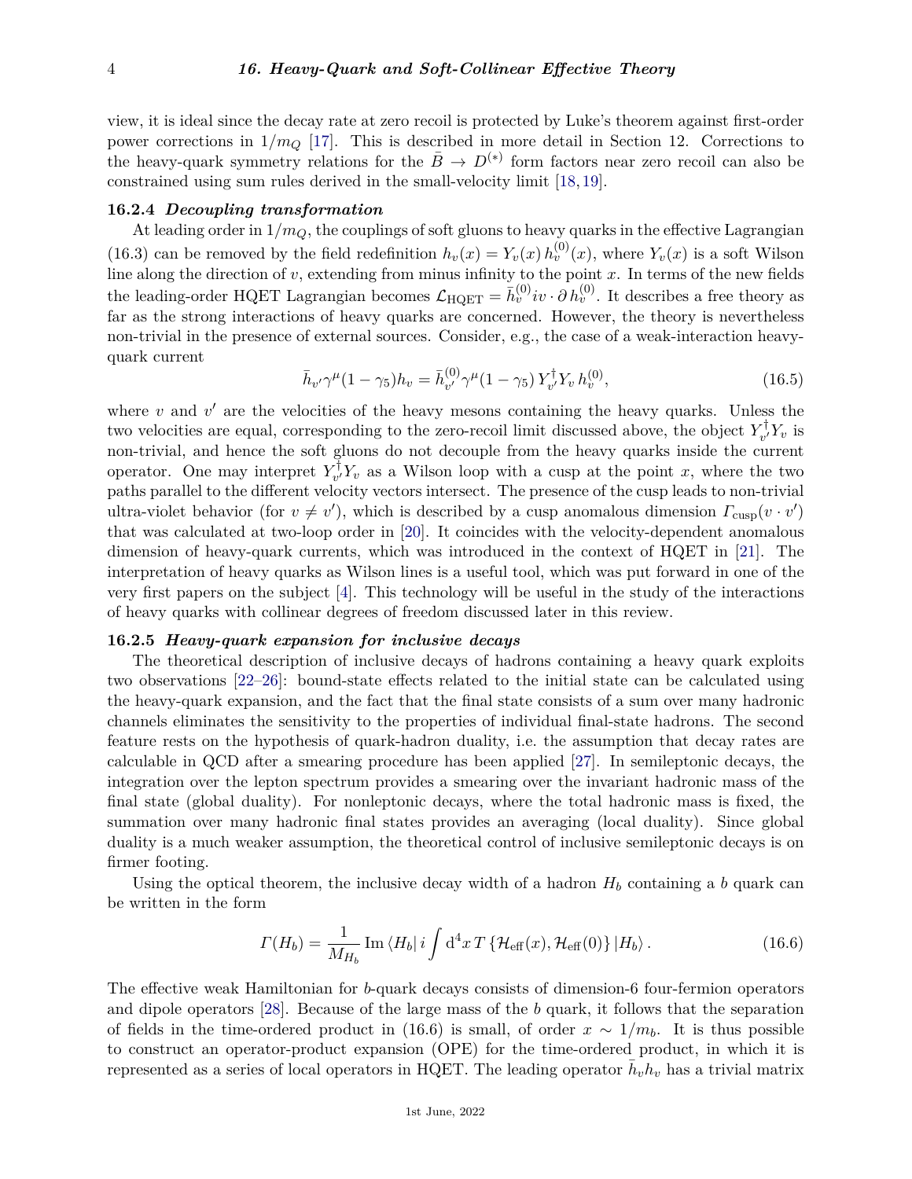view, it is ideal since the decay rate at zero recoil is protected by Luke's theorem against first-order power corrections in $1/m_Q$ [17]. This is described in more detail in Section 12. Corrections to the heavy-quark symmetry relations for the $\bar{B} \to D^{(*)}$ form factors near zero recoil can also be constrained using sum rules derived in the small-velocity limit [18, 19].

### 16.2.4 *Decoupling transformation*

At leading order in $1/m_Q$, the couplings of soft gluons to heavy quarks in the effective Lagrangian (16.3) can be removed by the field redefinition $h_v(x) = Y_v(x)\, h_v^{(0)}(x)$, where $Y_v(x)$ is a soft Wilson line along the direction of $v$, extending from minus infinity to the point $x$. In terms of the new fields the leading-order HQET Lagrangian becomes $\mathcal{L}_{\rm HQET} = \bar{h}_v^{(0)} iv \cdot \partial\, h_v^{(0)}$. It describes a free theory as far as the strong interactions of heavy quarks are concerned. However, the theory is nevertheless non-trivial in the presence of external sources. Consider, e.g., the case of a weak-interaction heavy-quark current

$$
\bar{h}_{v'}\gamma^\mu(1-\gamma_5)h_v = \bar{h}_{v'}^{(0)}\gamma^\mu(1-\gamma_5)\, Y_{v'}^\dagger Y_v\, h_v^{(0)}, \tag{16.5}
$$

where $v$ and $v'$ are the velocities of the heavy mesons containing the heavy quarks. Unless the two velocities are equal, corresponding to the zero-recoil limit discussed above, the object $Y_{v'}^\dagger Y_v$ is non-trivial, and hence the soft gluons do not decouple from the heavy quarks inside the current operator. One may interpret $Y_{v'}^\dagger Y_v$ as a Wilson loop with a cusp at the point $x$, where the two paths parallel to the different velocity vectors intersect. The presence of the cusp leads to non-trivial ultra-violet behavior (for $v \neq v'$), which is described by a cusp anomalous dimension $\Gamma_{\rm cusp}(v \cdot v')$ that was calculated at two-loop order in [20]. It coincides with the velocity-dependent anomalous dimension of heavy-quark currents, which was introduced in the context of HQET in [21]. The interpretation of heavy quarks as Wilson lines is a useful tool, which was put forward in one of the very first papers on the subject [4]. This technology will be useful in the study of the interactions of heavy quarks with collinear degrees of freedom discussed later in this review.

### 16.2.5 *Heavy-quark expansion for inclusive decays*

The theoretical description of inclusive decays of hadrons containing a heavy quark exploits two observations [22–26]: bound-state effects related to the initial state can be calculated using the heavy-quark expansion, and the fact that the final state consists of a sum over many hadronic channels eliminates the sensitivity to the properties of individual final-state hadrons. The second feature rests on the hypothesis of quark-hadron duality, i.e. the assumption that decay rates are calculable in QCD after a smearing procedure has been applied [27]. In semileptonic decays, the integration over the lepton spectrum provides a smearing over the invariant hadronic mass of the final state (global duality). For nonleptonic decays, where the total hadronic mass is fixed, the summation over many hadronic final states provides an averaging (local duality). Since global duality is a much weaker assumption, the theoretical control of inclusive semileptonic decays is on firmer footing.

Using the optical theorem, the inclusive decay width of a hadron $H_b$ containing a $b$ quark can be written in the form

$$
\Gamma(H_b) = \frac{1}{M_{H_b}}\, \mathrm{Im}\, \langle H_b|\, i \int \mathrm{d}^4x\, T\left\{\mathcal{H}_{\rm eff}(x), \mathcal{H}_{\rm eff}(0)\right\} |H_b\rangle\,. \tag{16.6}
$$

The effective weak Hamiltonian for $b$-quark decays consists of dimension-6 four-fermion operators and dipole operators [28]. Because of the large mass of the $b$ quark, it follows that the separation of fields in the time-ordered product in (16.6) is small, of order $x \sim 1/m_b$. It is thus possible to construct an operator-product expansion (OPE) for the time-ordered product, in which it is represented as a series of local operators in HQET. The leading operator $\bar{h}_v h_v$ has a trivial matrix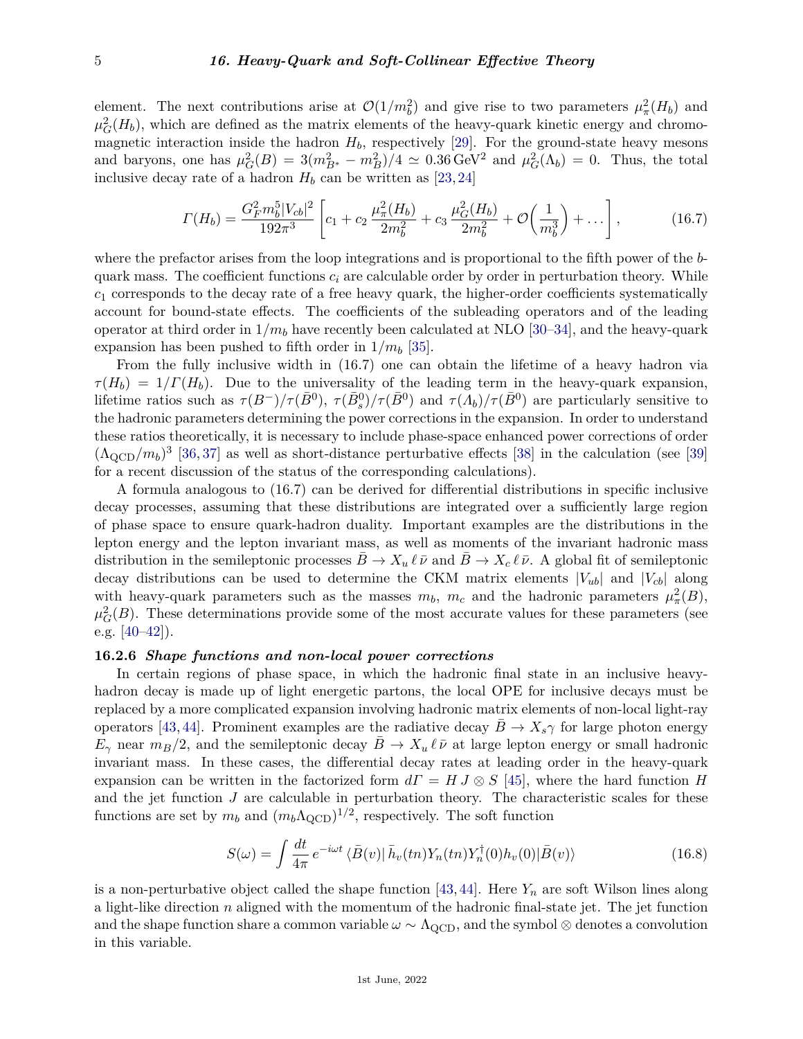element. The next contributions arise at $\mathcal{O}(1/m_b^2)$ and give rise to two parameters $\mu_\pi^2(H_b)$ and $\mu_G^2(H_b)$, which are defined as the matrix elements of the heavy-quark kinetic energy and chromomagnetic interaction inside the hadron $H_b$, respectively [29]. For the ground-state heavy mesons and baryons, one has $\mu_G^2(B) = 3(m_{B^*}^2 - m_B^2)/4 \simeq 0.36\,\text{GeV}^2$ and $\mu_G^2(\Lambda_b) = 0$. Thus, the total inclusive decay rate of a hadron $H_b$ can be written as [23,24]

$$\Gamma(H_b) = \frac{G_F^2 m_b^5 |V_{cb}|^2}{192\pi^3} \left[ c_1 + c_2\, \frac{\mu_\pi^2(H_b)}{2m_b^2} + c_3\, \frac{\mu_G^2(H_b)}{2m_b^2} + \mathcal{O}\Big(\frac{1}{m_b^3}\Big) + \dots \right], \tag{16.7}$$

where the prefactor arises from the loop integrations and is proportional to the fifth power of the $b$-quark mass. The coefficient functions $c_i$ are calculable order by order in perturbation theory. While $c_1$ corresponds to the decay rate of a free heavy quark, the higher-order coefficients systematically account for bound-state effects. The coefficients of the subleading operators and of the leading operator at third order in $1/m_b$ have recently been calculated at NLO [30–34], and the heavy-quark expansion has been pushed to fifth order in $1/m_b$ [35].

From the fully inclusive width in (16.7) one can obtain the lifetime of a heavy hadron via $\tau(H_b) = 1/\Gamma(H_b)$. Due to the universality of the leading term in the heavy-quark expansion, lifetime ratios such as $\tau(B^-)/\tau(\bar{B}^0)$, $\tau(\bar{B}_s^0)/\tau(\bar{B}^0)$ and $\tau(\Lambda_b)/\tau(\bar{B}^0)$ are particularly sensitive to the hadronic parameters determining the power corrections in the expansion. In order to understand these ratios theoretically, it is necessary to include phase-space enhanced power corrections of order $(\Lambda_{\text{QCD}}/m_b)^3$ [36,37] as well as short-distance perturbative effects [38] in the calculation (see [39] for a recent discussion of the status of the corresponding calculations).

A formula analogous to (16.7) can be derived for differential distributions in specific inclusive decay processes, assuming that these distributions are integrated over a sufficiently large region of phase space to ensure quark-hadron duality. Important examples are the distributions in the lepton energy and the lepton invariant mass, as well as moments of the invariant hadronic mass distribution in the semileptonic processes $\bar{B} \to X_u\,\ell\,\bar{\nu}$ and $\bar{B} \to X_c\,\ell\,\bar{\nu}$. A global fit of semileptonic decay distributions can be used to determine the CKM matrix elements $|V_{ub}|$ and $|V_{cb}|$ along with heavy-quark parameters such as the masses $m_b$, $m_c$ and the hadronic parameters $\mu_\pi^2(B)$, $\mu_G^2(B)$. These determinations provide some of the most accurate values for these parameters (see e.g. [40–42]).

### 16.2.6 *Shape functions and non-local power corrections*

In certain regions of phase space, in which the hadronic final state in an inclusive heavy-hadron decay is made up of light energetic partons, the local OPE for inclusive decays must be replaced by a more complicated expansion involving hadronic matrix elements of non-local light-ray operators [43,44]. Prominent examples are the radiative decay $\bar{B} \to X_s\gamma$ for large photon energy $E_\gamma$ near $m_B/2$, and the semileptonic decay $\bar{B} \to X_u\,\ell\,\bar{\nu}$ at large lepton energy or small hadronic invariant mass. In these cases, the differential decay rates at leading order in the heavy-quark expansion can be written in the factorized form $d\Gamma = H\, J \otimes S$ [45], where the hard function $H$ and the jet function $J$ are calculable in perturbation theory. The characteristic scales for these functions are set by $m_b$ and $(m_b\Lambda_{\text{QCD}})^{1/2}$, respectively. The soft function

$$S(\omega) = \int \frac{dt}{4\pi}\, e^{-i\omega t}\, \langle \bar{B}(v)|\, \bar{h}_v(tn) Y_n(tn) Y_n^\dagger(0) h_v(0) |\bar{B}(v)\rangle \tag{16.8}$$

is a non-perturbative object called the shape function [43,44]. Here $Y_n$ are soft Wilson lines along a light-like direction $n$ aligned with the momentum of the hadronic final-state jet. The jet function and the shape function share a common variable $\omega \sim \Lambda_{\text{QCD}}$, and the symbol $\otimes$ denotes a convolution in this variable.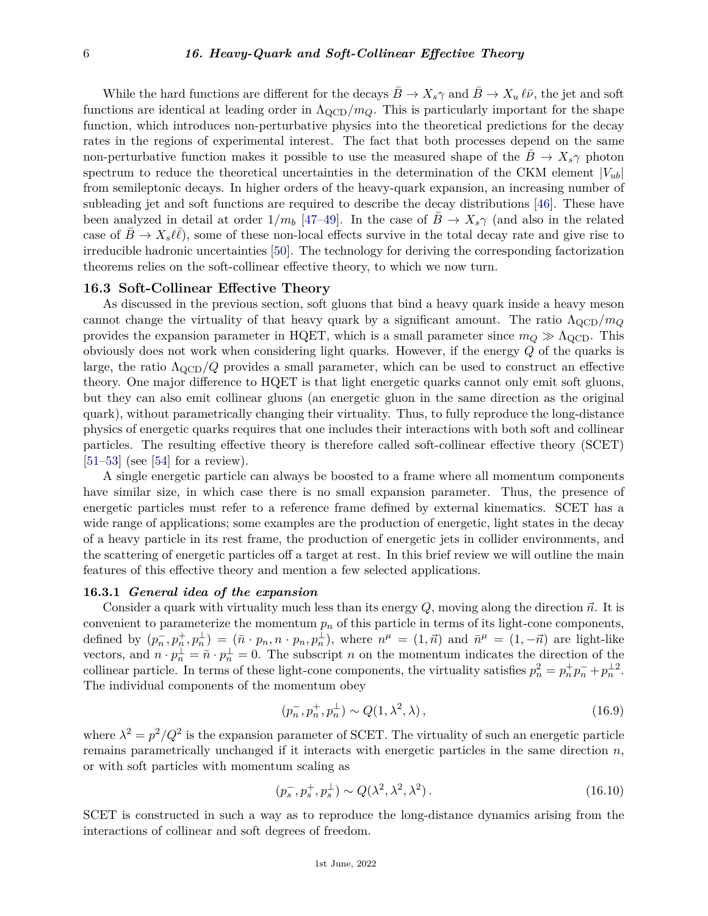While the hard functions are different for the decays $\bar{B} \to X_s\gamma$ and $\bar{B} \to X_u\,\ell\bar{\nu}$, the jet and soft functions are identical at leading order in $\Lambda_{\mathrm{QCD}}/m_Q$. This is particularly important for the shape function, which introduces non-perturbative physics into the theoretical predictions for the decay rates in the regions of experimental interest. The fact that both processes depend on the same non-perturbative function makes it possible to use the measured shape of the $\bar{B} \to X_s\gamma$ photon spectrum to reduce the theoretical uncertainties in the determination of the CKM element $|V_{ub}|$ from semileptonic decays. In higher orders of the heavy-quark expansion, an increasing number of subleading jet and soft functions are required to describe the decay distributions [46]. These have been analyzed in detail at order $1/m_b$ [47–49]. In the case of $\bar{B} \to X_s\gamma$ (and also in the related case of $\bar{B} \to X_s\ell\ell$), some of these non-local effects survive in the total decay rate and give rise to irreducible hadronic uncertainties [50]. The technology for deriving the corresponding factorization theorems relies on the soft-collinear effective theory, to which we now turn.

## 16.3 Soft-Collinear Effective Theory

As discussed in the previous section, soft gluons that bind a heavy quark inside a heavy meson cannot change the virtuality of that heavy quark by a significant amount. The ratio $\Lambda_{\mathrm{QCD}}/m_Q$ provides the expansion parameter in HQET, which is a small parameter since $m_Q \gg \Lambda_{\mathrm{QCD}}$. This obviously does not work when considering light quarks. However, if the energy $Q$ of the quarks is large, the ratio $\Lambda_{\mathrm{QCD}}/Q$ provides a small parameter, which can be used to construct an effective theory. One major difference to HQET is that light energetic quarks cannot only emit soft gluons, but they can also emit collinear gluons (an energetic gluon in the same direction as the original quark), without parametrically changing their virtuality. Thus, to fully reproduce the long-distance physics of energetic quarks requires that one includes their interactions with both soft and collinear particles. The resulting effective theory is therefore called soft-collinear effective theory (SCET) [51–53] (see [54] for a review).

A single energetic particle can always be boosted to a frame where all momentum components have similar size, in which case there is no small expansion parameter. Thus, the presence of energetic particles must refer to a reference frame defined by external kinematics. SCET has a wide range of applications; some examples are the production of energetic, light states in the decay of a heavy particle in its rest frame, the production of energetic jets in collider environments, and the scattering of energetic particles off a target at rest. In this brief review we will outline the main features of this effective theory and mention a few selected applications.

### 16.3.1 *General idea of the expansion*

Consider a quark with virtuality much less than its energy $Q$, moving along the direction $\vec{n}$. It is convenient to parameterize the momentum $p_n$ of this particle in terms of its light-cone components, defined by $(p_n^-, p_n^+, p_n^\perp) = (\bar{n}\cdot p_n, n\cdot p_n, p_n^\perp)$, where $n^\mu = (1, \vec{n})$ and $\bar{n}^\mu = (1, -\vec{n})$ are light-like vectors, and $n \cdot p_n^\perp = \bar{n}\cdot p_n^\perp = 0$. The subscript $n$ on the momentum indicates the direction of the collinear particle. In terms of these light-cone components, the virtuality satisfies $p_n^2 = p_n^+ p_n^- + p_n^{\perp 2}$. The individual components of the momentum obey

$$
(p_n^-, p_n^+, p_n^\perp) \sim Q(1, \lambda^2, \lambda)\,, \tag{16.9}
$$

where $\lambda^2 = p^2/Q^2$ is the expansion parameter of SCET. The virtuality of such an energetic particle remains parametrically unchanged if it interacts with energetic particles in the same direction $n$, or with soft particles with momentum scaling as

$$
(p_s^-, p_s^+, p_s^\perp) \sim Q(\lambda^2, \lambda^2, \lambda^2)\,. \tag{16.10}
$$

SCET is constructed in such a way as to reproduce the long-distance dynamics arising from the interactions of collinear and soft degrees of freedom.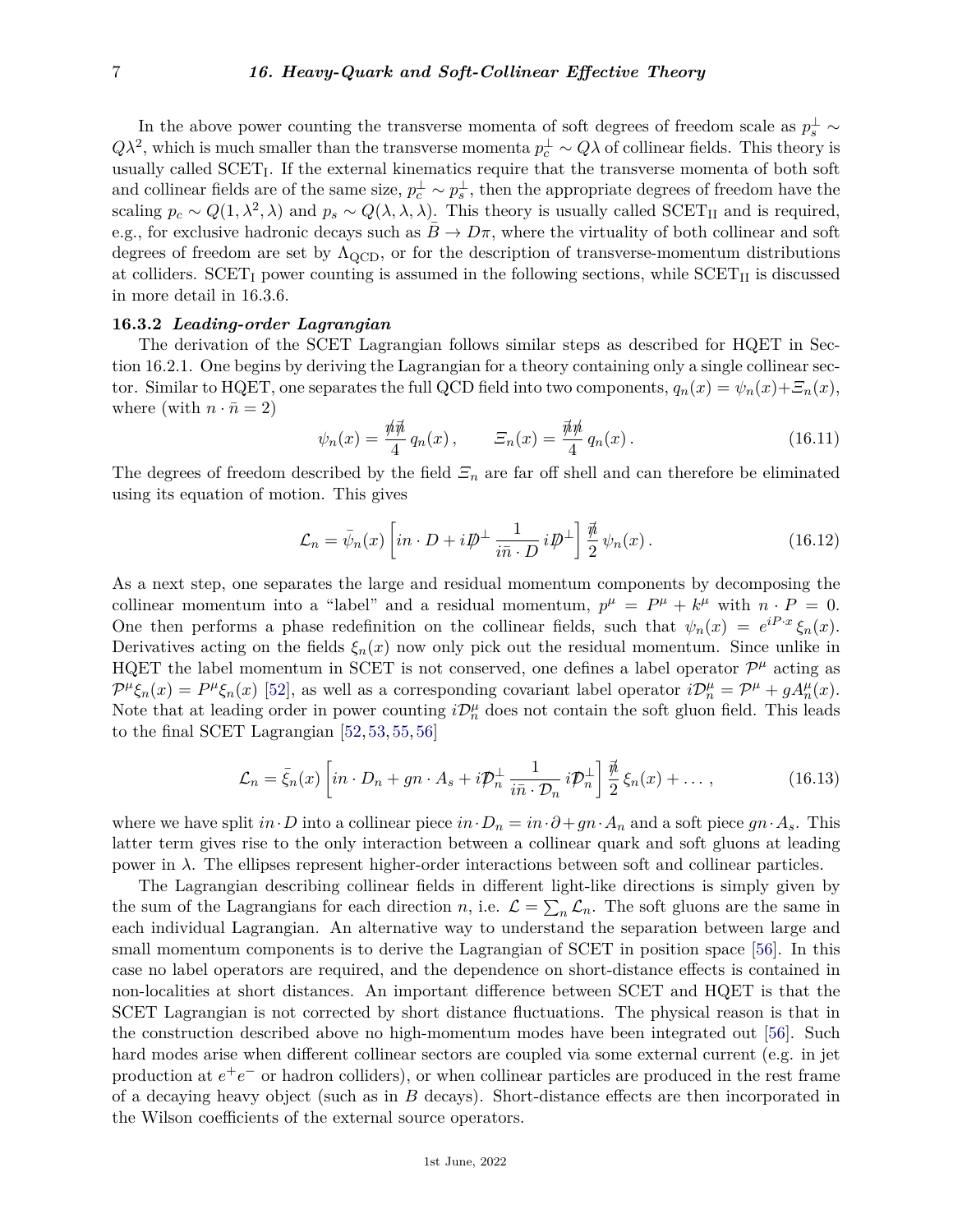In the above power counting the transverse momenta of soft degrees of freedom scale as $p_s^\perp \sim Q\lambda^2$, which is much smaller than the transverse momenta $p_c^\perp \sim Q\lambda$ of collinear fields. This theory is usually called SCET$_\text{I}$. If the external kinematics require that the transverse momenta of both soft and collinear fields are of the same size, $p_c^\perp \sim p_s^\perp$, then the appropriate degrees of freedom have the scaling $p_c \sim Q(1, \lambda^2, \lambda)$ and $p_s \sim Q(\lambda, \lambda, \lambda)$. This theory is usually called SCET$_\text{II}$ and is required, e.g., for exclusive hadronic decays such as $\bar{B} \to D\pi$, where the virtuality of both collinear and soft degrees of freedom are set by $\Lambda_\text{QCD}$, or for the description of transverse-momentum distributions at colliders. SCET$_\text{I}$ power counting is assumed in the following sections, while SCET$_\text{II}$ is discussed in more detail in 16.3.6.

### 16.3.2 *Leading-order Lagrangian*

The derivation of the SCET Lagrangian follows similar steps as described for HQET in Section 16.2.1. One begins by deriving the Lagrangian for a theory containing only a single collinear sector. Similar to HQET, one separates the full QCD field into two components, $q_n(x) = \psi_n(x) + \Xi_n(x)$, where (with $n \cdot \bar{n} = 2$)

$$\psi_n(x) = \frac{\not{n}\not{\bar{n}}}{4}\, q_n(x)\,, \qquad \Xi_n(x) = \frac{\not{\bar{n}}\not{n}}{4}\, q_n(x)\,. \tag{16.11}$$

The degrees of freedom described by the field $\Xi_n$ are far off shell and can therefore be eliminated using its equation of motion. This gives

$$\mathcal{L}_n = \bar{\psi}_n(x) \left[ in \cdot D + i\not{D}^\perp \frac{1}{i\bar{n} \cdot D}\, i\not{D}^\perp \right] \frac{\not{\bar{n}}}{2}\, \psi_n(x)\,. \tag{16.12}$$

As a next step, one separates the large and residual momentum components by decomposing the collinear momentum into a "label" and a residual momentum, $p^\mu = P^\mu + k^\mu$ with $n \cdot P = 0$. One then performs a phase redefinition on the collinear fields, such that $\psi_n(x) = e^{iP\cdot x}\, \xi_n(x)$. Derivatives acting on the fields $\xi_n(x)$ now only pick out the residual momentum. Since unlike in HQET the label momentum in SCET is not conserved, one defines a label operator $\mathcal{P}^\mu$ acting as $\mathcal{P}^\mu \xi_n(x) = P^\mu \xi_n(x)$ [52], as well as a corresponding covariant label operator $i\mathcal{D}_n^\mu = \mathcal{P}^\mu + gA_n^\mu(x)$. Note that at leading order in power counting $i\mathcal{D}_n^\mu$ does not contain the soft gluon field. This leads to the final SCET Lagrangian [52, 53, 55, 56]

$$\mathcal{L}_n = \bar{\xi}_n(x) \left[ in \cdot D_n + gn \cdot A_s + i\not{\mathcal{D}}_n^\perp \frac{1}{i\bar{n} \cdot \mathcal{D}_n}\, i\not{\mathcal{D}}_n^\perp \right] \frac{\not{\bar{n}}}{2}\, \xi_n(x) + \ldots\,, \tag{16.13}$$

where we have split $in \cdot D$ into a collinear piece $in \cdot D_n = in \cdot \partial + gn \cdot A_n$ and a soft piece $gn \cdot A_s$. This latter term gives rise to the only interaction between a collinear quark and soft gluons at leading power in $\lambda$. The ellipses represent higher-order interactions between soft and collinear particles.

The Lagrangian describing collinear fields in different light-like directions is simply given by the sum of the Lagrangians for each direction $n$, i.e. $\mathcal{L} = \sum_n \mathcal{L}_n$. The soft gluons are the same in each individual Lagrangian. An alternative way to understand the separation between large and small momentum components is to derive the Lagrangian of SCET in position space [56]. In this case no label operators are required, and the dependence on short-distance effects is contained in non-localities at short distances. An important difference between SCET and HQET is that the SCET Lagrangian is not corrected by short distance fluctuations. The physical reason is that in the construction described above no high-momentum modes have been integrated out [56]. Such hard modes arise when different collinear sectors are coupled via some external current (e.g. in jet production at $e^+e^-$ or hadron colliders), or when collinear particles are produced in the rest frame of a decaying heavy object (such as in $B$ decays). Short-distance effects are then incorporated in the Wilson coefficients of the external source operators.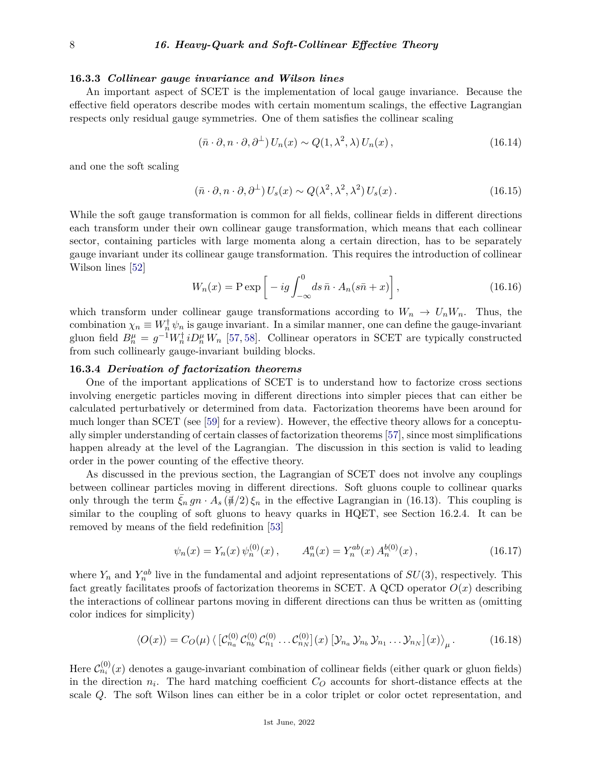### 16.3.3 *Collinear gauge invariance and Wilson lines*

An important aspect of SCET is the implementation of local gauge invariance. Because the effective field operators describe modes with certain momentum scalings, the effective Lagrangian respects only residual gauge symmetries. One of them satisfies the collinear scaling

$$(\bar{n}\cdot\partial, n\cdot\partial, \partial^{\perp})\, U_n(x) \sim Q(1, \lambda^2, \lambda)\, U_n(x)\,, \tag{16.14}$$

and one the soft scaling

$$(\bar{n}\cdot\partial, n\cdot\partial, \partial^{\perp})\, U_s(x) \sim Q(\lambda^2, \lambda^2, \lambda^2)\, U_s(x)\,. \tag{16.15}$$

While the soft gauge transformation is common for all fields, collinear fields in different directions each transform under their own collinear gauge transformation, which means that each collinear sector, containing particles with large momenta along a certain direction, has to be separately gauge invariant under its collinear gauge transformation. This requires the introduction of collinear Wilson lines [52]

$$W_n(x) = \mathrm{P}\exp\left[-ig\int_{-\infty}^{0} ds\, \bar{n}\cdot A_n(s\bar{n}+x)\right], \tag{16.16}$$

which transform under collinear gauge transformations according to $W_n \to U_n W_n$. Thus, the combination $\chi_n \equiv W_n^{\dagger}\,\psi_n$ is gauge invariant. In a similar manner, one can define the gauge-invariant gluon field $B_n^{\mu} = g^{-1} W_n^{\dagger}\, iD_n^{\mu}\, W_n$ [57, 58]. Collinear operators in SCET are typically constructed from such collinearly gauge-invariant building blocks.

### 16.3.4 *Derivation of factorization theorems*

One of the important applications of SCET is to understand how to factorize cross sections involving energetic particles moving in different directions into simpler pieces that can either be calculated perturbatively or determined from data. Factorization theorems have been around for much longer than SCET (see [59] for a review). However, the effective theory allows for a conceptually simpler understanding of certain classes of factorization theorems [57], since most simplifications happen already at the level of the Lagrangian. The discussion in this section is valid to leading order in the power counting of the effective theory.

As discussed in the previous section, the Lagrangian of SCET does not involve any couplings between collinear particles moving in different directions. Soft gluons couple to collinear quarks only through the term $\bar{\xi}_n\, gn\cdot A_s\,(\not{\bar{n}}/2)\,\xi_n$ in the effective Lagrangian in (16.13). This coupling is similar to the coupling of soft gluons to heavy quarks in HQET, see Section 16.2.4. It can be removed by means of the field redefinition [53]

$$\psi_n(x) = Y_n(x)\,\psi_n^{(0)}(x)\,, \qquad A_n^a(x) = Y_n^{ab}(x)\,A_n^{b(0)}(x)\,, \tag{16.17}$$

where $Y_n$ and $Y_n^{ab}$ live in the fundamental and adjoint representations of $SU(3)$, respectively. This fact greatly facilitates proofs of factorization theorems in SCET. A QCD operator $O(x)$ describing the interactions of collinear partons moving in different directions can thus be written as (omitting color indices for simplicity)

$$\langle O(x)\rangle = C_O(\mu)\,\langle\,[\mathcal{C}_{n_a}^{(0)}\,\mathcal{C}_{n_b}^{(0)}\,\mathcal{C}_{n_1}^{(0)}\ldots\mathcal{C}_{n_N}^{(0)}](x)\,[\mathcal{Y}_{n_a}\,\mathcal{Y}_{n_b}\,\mathcal{Y}_{n_1}\ldots\mathcal{Y}_{n_N}](x)\rangle_{\mu}\,. \tag{16.18}$$

Here $\mathcal{C}_{n_i}^{(0)}(x)$ denotes a gauge-invariant combination of collinear fields (either quark or gluon fields) in the direction $n_i$. The hard matching coefficient $C_O$ accounts for short-distance effects at the scale $Q$. The soft Wilson lines can either be in a color triplet or color octet representation, and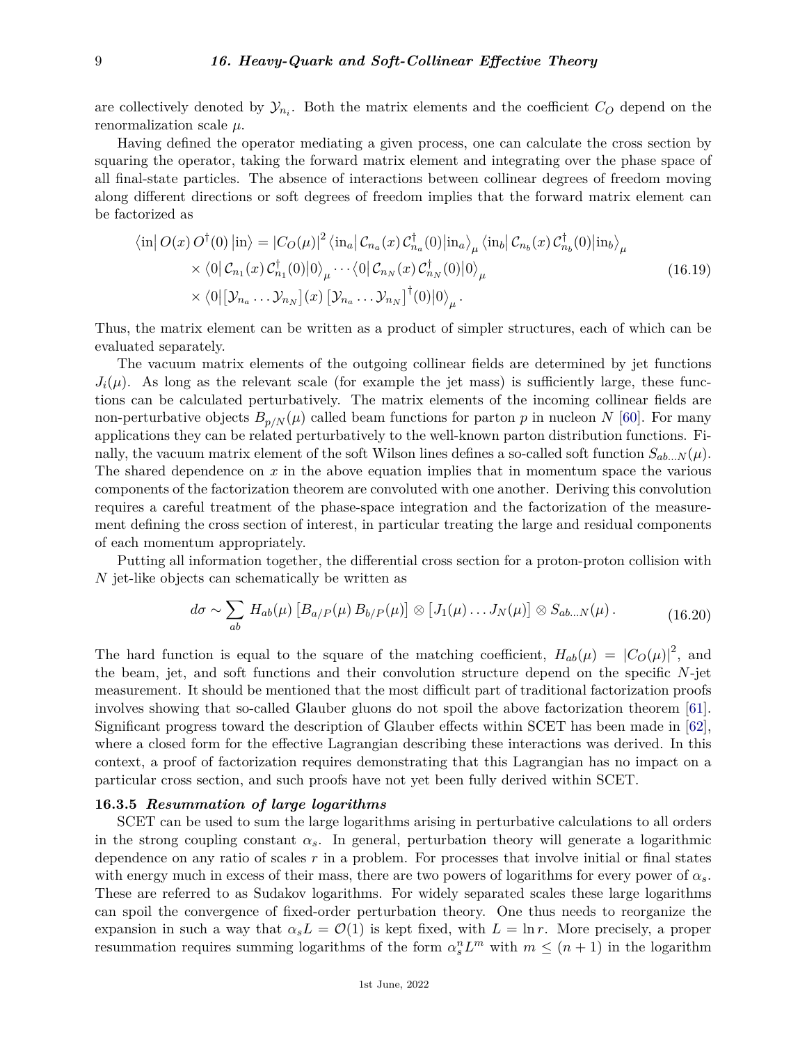are collectively denoted by $\mathcal{Y}_{n_i}$. Both the matrix elements and the coefficient $C_O$ depend on the renormalization scale $\mu$.

Having defined the operator mediating a given process, one can calculate the cross section by squaring the operator, taking the forward matrix element and integrating over the phase space of all final-state particles. The absence of interactions between collinear degrees of freedom moving along different directions or soft degrees of freedom implies that the forward matrix element can be factorized as

$$
\begin{aligned}
\langle \mathrm{in}|\, O(x)\, O^\dagger(0)\, |\mathrm{in}\rangle = |C_O(\mu)|^2 \, &\langle \mathrm{in}_a|\, \mathcal{C}_{n_a}(x)\, \mathcal{C}^\dagger_{n_a}(0) |\mathrm{in}_a\rangle_\mu \, \langle \mathrm{in}_b|\, \mathcal{C}_{n_b}(x)\, \mathcal{C}^\dagger_{n_b}(0) |\mathrm{in}_b\rangle_\mu \\
&\times \langle 0|\, \mathcal{C}_{n_1}(x)\, \mathcal{C}^\dagger_{n_1}(0)|0\rangle_\mu \cdots \langle 0|\, \mathcal{C}_{n_N}(x)\, \mathcal{C}^\dagger_{n_N}(0)|0\rangle_\mu \\
&\times \langle 0| \left[\mathcal{Y}_{n_a} \ldots \mathcal{Y}_{n_N}\right](x) \left[\mathcal{Y}_{n_a} \ldots \mathcal{Y}_{n_N}\right]^\dagger(0)|0\rangle_\mu .
\end{aligned}
\tag{16.19}
$$

Thus, the matrix element can be written as a product of simpler structures, each of which can be evaluated separately.

The vacuum matrix elements of the outgoing collinear fields are determined by jet functions $J_i(\mu)$. As long as the relevant scale (for example the jet mass) is sufficiently large, these functions can be calculated perturbatively. The matrix elements of the incoming collinear fields are non-perturbative objects $B_{p/N}(\mu)$ called beam functions for parton $p$ in nucleon $N$ [60]. For many applications they can be related perturbatively to the well-known parton distribution functions. Finally, the vacuum matrix element of the soft Wilson lines defines a so-called soft function $S_{ab\ldots N}(\mu)$. The shared dependence on $x$ in the above equation implies that in momentum space the various components of the factorization theorem are convoluted with one another. Deriving this convolution requires a careful treatment of the phase-space integration and the factorization of the measurement defining the cross section of interest, in particular treating the large and residual components of each momentum appropriately.

Putting all information together, the differential cross section for a proton-proton collision with $N$ jet-like objects can schematically be written as

$$
d\sigma \sim \sum_{ab} H_{ab}(\mu) \left[B_{a/P}(\mu)\, B_{b/P}(\mu)\right] \otimes \left[J_1(\mu) \ldots J_N(\mu)\right] \otimes S_{ab\ldots N}(\mu) . \tag{16.20}
$$

The hard function is equal to the square of the matching coefficient, $H_{ab}(\mu) = |C_O(\mu)|^2$, and the beam, jet, and soft functions and their convolution structure depend on the specific $N$-jet measurement. It should be mentioned that the most difficult part of traditional factorization proofs involves showing that so-called Glauber gluons do not spoil the above factorization theorem [61]. Significant progress toward the description of Glauber effects within SCET has been made in [62], where a closed form for the effective Lagrangian describing these interactions was derived. In this context, a proof of factorization requires demonstrating that this Lagrangian has no impact on a particular cross section, and such proofs have not yet been fully derived within SCET.

### 16.3.5 *Resummation of large logarithms*

SCET can be used to sum the large logarithms arising in perturbative calculations to all orders in the strong coupling constant $\alpha_s$. In general, perturbation theory will generate a logarithmic dependence on any ratio of scales $r$ in a problem. For processes that involve initial or final states with energy much in excess of their mass, there are two powers of logarithms for every power of $\alpha_s$. These are referred to as Sudakov logarithms. For widely separated scales these large logarithms can spoil the convergence of fixed-order perturbation theory. One thus needs to reorganize the expansion in such a way that $\alpha_s L = \mathcal{O}(1)$ is kept fixed, with $L = \ln r$. More precisely, a proper resummation requires summing logarithms of the form $\alpha_s^n L^m$ with $m \leq (n+1)$ in the logarithm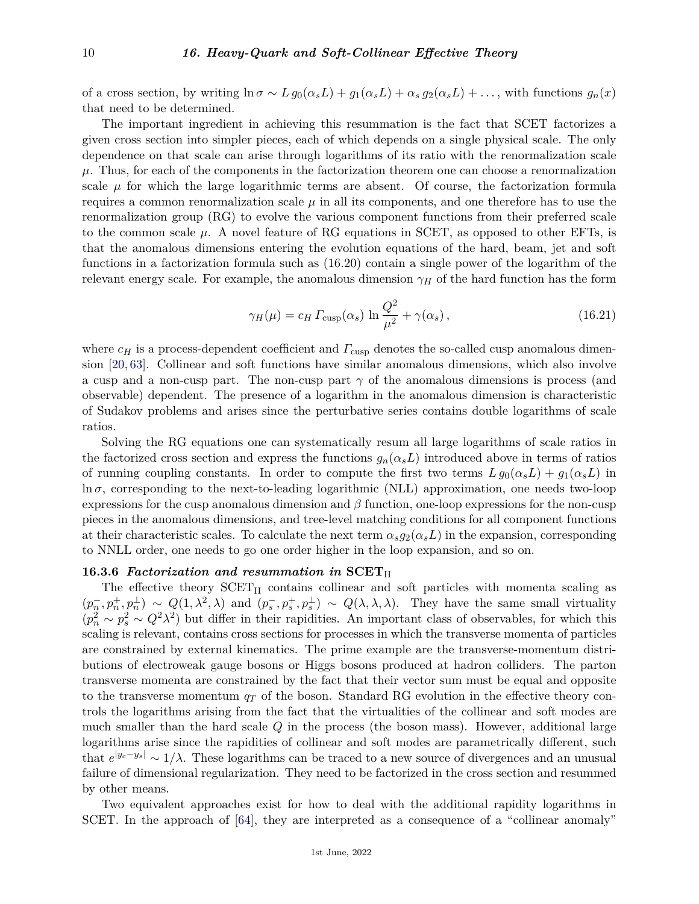of a cross section, by writing $\ln \sigma \sim L\, g_0(\alpha_s L) + g_1(\alpha_s L) + \alpha_s\, g_2(\alpha_s L) + \ldots$, with functions $g_n(x)$ that need to be determined.

The important ingredient in achieving this resummation is the fact that SCET factorizes a given cross section into simpler pieces, each of which depends on a single physical scale. The only dependence on that scale can arise through logarithms of its ratio with the renormalization scale $\mu$. Thus, for each of the components in the factorization theorem one can choose a renormalization scale $\mu$ for which the large logarithmic terms are absent. Of course, the factorization formula requires a common renormalization scale $\mu$ in all its components, and one therefore has to use the renormalization group (RG) to evolve the various component functions from their preferred scale to the common scale $\mu$. A novel feature of RG equations in SCET, as opposed to other EFTs, is that the anomalous dimensions entering the evolution equations of the hard, beam, jet and soft functions in a factorization formula such as (16.20) contain a single power of the logarithm of the relevant energy scale. For example, the anomalous dimension $\gamma_H$ of the hard function has the form

$$\gamma_H(\mu) = c_H\, \Gamma_{\rm cusp}(\alpha_s)\, \ln \frac{Q^2}{\mu^2} + \gamma(\alpha_s)\,, \tag{16.21}$$

where $c_H$ is a process-dependent coefficient and $\Gamma_{\rm cusp}$ denotes the so-called cusp anomalous dimension [20, 63]. Collinear and soft functions have similar anomalous dimensions, which also involve a cusp and a non-cusp part. The non-cusp part $\gamma$ of the anomalous dimensions is process (and observable) dependent. The presence of a logarithm in the anomalous dimension is characteristic of Sudakov problems and arises since the perturbative series contains double logarithms of scale ratios.

Solving the RG equations one can systematically resum all large logarithms of scale ratios in the factorized cross section and express the functions $g_n(\alpha_s L)$ introduced above in terms of ratios of running coupling constants. In order to compute the first two terms $L\, g_0(\alpha_s L) + g_1(\alpha_s L)$ in $\ln \sigma$, corresponding to the next-to-leading logarithmic (NLL) approximation, one needs two-loop expressions for the cusp anomalous dimension and $\beta$ function, one-loop expressions for the non-cusp pieces in the anomalous dimensions, and tree-level matching conditions for all component functions at their characteristic scales. To calculate the next term $\alpha_s g_2(\alpha_s L)$ in the expansion, corresponding to NNLL order, one needs to go one order higher in the loop expansion, and so on.

### 16.3.6 *Factorization and resummation in* SCET$_{\rm II}$

The effective theory SCET$_{\rm II}$ contains collinear and soft particles with momenta scaling as $(p_n^-, p_n^+, p_n^\perp) \sim Q(1, \lambda^2, \lambda)$ and $(p_s^-, p_s^+, p_s^\perp) \sim Q(\lambda, \lambda, \lambda)$. They have the same small virtuality $(p_n^2 \sim p_s^2 \sim Q^2\lambda^2)$ but differ in their rapidities. An important class of observables, for which this scaling is relevant, contains cross sections for processes in which the transverse momenta of particles are constrained by external kinematics. The prime example are the transverse-momentum distributions of electroweak gauge bosons or Higgs bosons produced at hadron colliders. The parton transverse momenta are constrained by the fact that their vector sum must be equal and opposite to the transverse momentum $q_T$ of the boson. Standard RG evolution in the effective theory controls the logarithms arising from the fact that the virtualities of the collinear and soft modes are much smaller than the hard scale $Q$ in the process (the boson mass). However, additional large logarithms arise since the rapidities of collinear and soft modes are parametrically different, such that $e^{|y_c - y_s|} \sim 1/\lambda$. These logarithms can be traced to a new source of divergences and an unusual failure of dimensional regularization. They need to be factorized in the cross section and resummed by other means.

Two equivalent approaches exist for how to deal with the additional rapidity logarithms in SCET. In the approach of [64], they are interpreted as a consequence of a "collinear anomaly"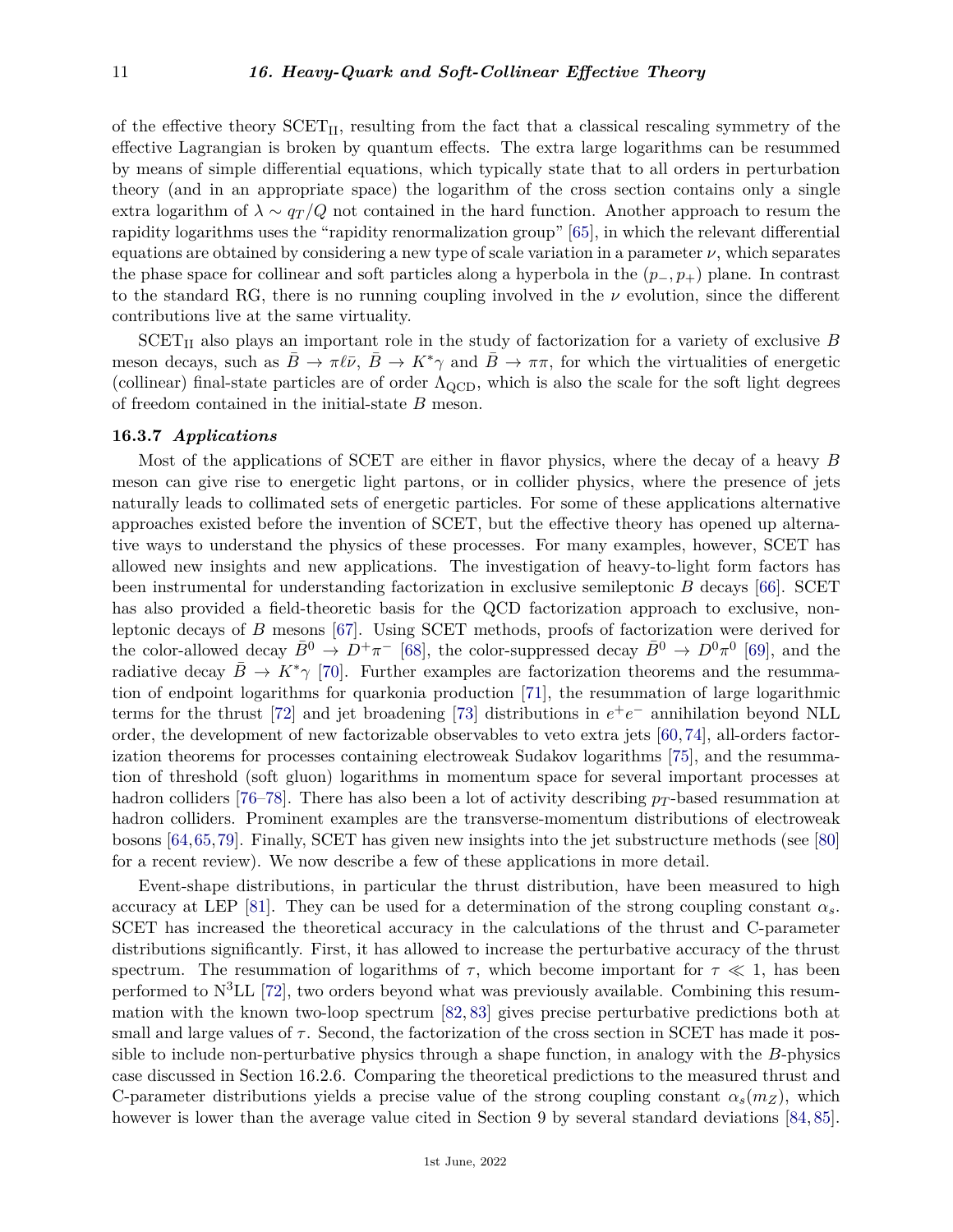of the effective theory $\text{SCET}_{\text{II}}$, resulting from the fact that a classical rescaling symmetry of the effective Lagrangian is broken by quantum effects. The extra large logarithms can be resummed by means of simple differential equations, which typically state that to all orders in perturbation theory (and in an appropriate space) the logarithm of the cross section contains only a single extra logarithm of $\lambda \sim q_T/Q$ not contained in the hard function. Another approach to resum the rapidity logarithms uses the "rapidity renormalization group" [65], in which the relevant differential equations are obtained by considering a new type of scale variation in a parameter $\nu$, which separates the phase space for collinear and soft particles along a hyperbola in the $(p_-, p_+)$ plane. In contrast to the standard RG, there is no running coupling involved in the $\nu$ evolution, since the different contributions live at the same virtuality.

$\text{SCET}_{\text{II}}$ also plays an important role in the study of factorization for a variety of exclusive $B$ meson decays, such as $\bar{B} \to \pi\ell\bar{\nu}$, $\bar{B} \to K^*\gamma$ and $\bar{B} \to \pi\pi$, for which the virtualities of energetic (collinear) final-state particles are of order $\Lambda_{\text{QCD}}$, which is also the scale for the soft light degrees of freedom contained in the initial-state $B$ meson.

### 16.3.7 *Applications*

Most of the applications of SCET are either in flavor physics, where the decay of a heavy $B$ meson can give rise to energetic light partons, or in collider physics, where the presence of jets naturally leads to collimated sets of energetic particles. For some of these applications alternative approaches existed before the invention of SCET, but the effective theory has opened up alternative ways to understand the physics of these processes. For many examples, however, SCET has allowed new insights and new applications. The investigation of heavy-to-light form factors has been instrumental for understanding factorization in exclusive semileptonic $B$ decays [66]. SCET has also provided a field-theoretic basis for the QCD factorization approach to exclusive, non-leptonic decays of $B$ mesons [67]. Using SCET methods, proofs of factorization were derived for the color-allowed decay $\bar{B}^0 \to D^+\pi^-$ [68], the color-suppressed decay $\bar{B}^0 \to D^0\pi^0$ [69], and the radiative decay $\bar{B} \to K^*\gamma$ [70]. Further examples are factorization theorems and the resummation of endpoint logarithms for quarkonia production [71], the resummation of large logarithmic terms for the thrust [72] and jet broadening [73] distributions in $e^+e^-$ annihilation beyond NLL order, the development of new factorizable observables to veto extra jets [60, 74], all-orders factorization theorems for processes containing electroweak Sudakov logarithms [75], and the resummation of threshold (soft gluon) logarithms in momentum space for several important processes at hadron colliders [76–78]. There has also been a lot of activity describing $p_T$-based resummation at hadron colliders. Prominent examples are the transverse-momentum distributions of electroweak bosons [64, 65, 79]. Finally, SCET has given new insights into the jet substructure methods (see [80] for a recent review). We now describe a few of these applications in more detail.

Event-shape distributions, in particular the thrust distribution, have been measured to high accuracy at LEP [81]. They can be used for a determination of the strong coupling constant $\alpha_s$. SCET has increased the theoretical accuracy in the calculations of the thrust and C-parameter distributions significantly. First, it has allowed to increase the perturbative accuracy of the thrust spectrum. The resummation of logarithms of $\tau$, which become important for $\tau \ll 1$, has been performed to $\text{N}^3\text{LL}$ [72], two orders beyond what was previously available. Combining this resummation with the known two-loop spectrum [82, 83] gives precise perturbative predictions both at small and large values of $\tau$. Second, the factorization of the cross section in SCET has made it possible to include non-perturbative physics through a shape function, in analogy with the $B$-physics case discussed in Section 16.2.6. Comparing the theoretical predictions to the measured thrust and C-parameter distributions yields a precise value of the strong coupling constant $\alpha_s(m_Z)$, which however is lower than the average value cited in Section 9 by several standard deviations [84, 85].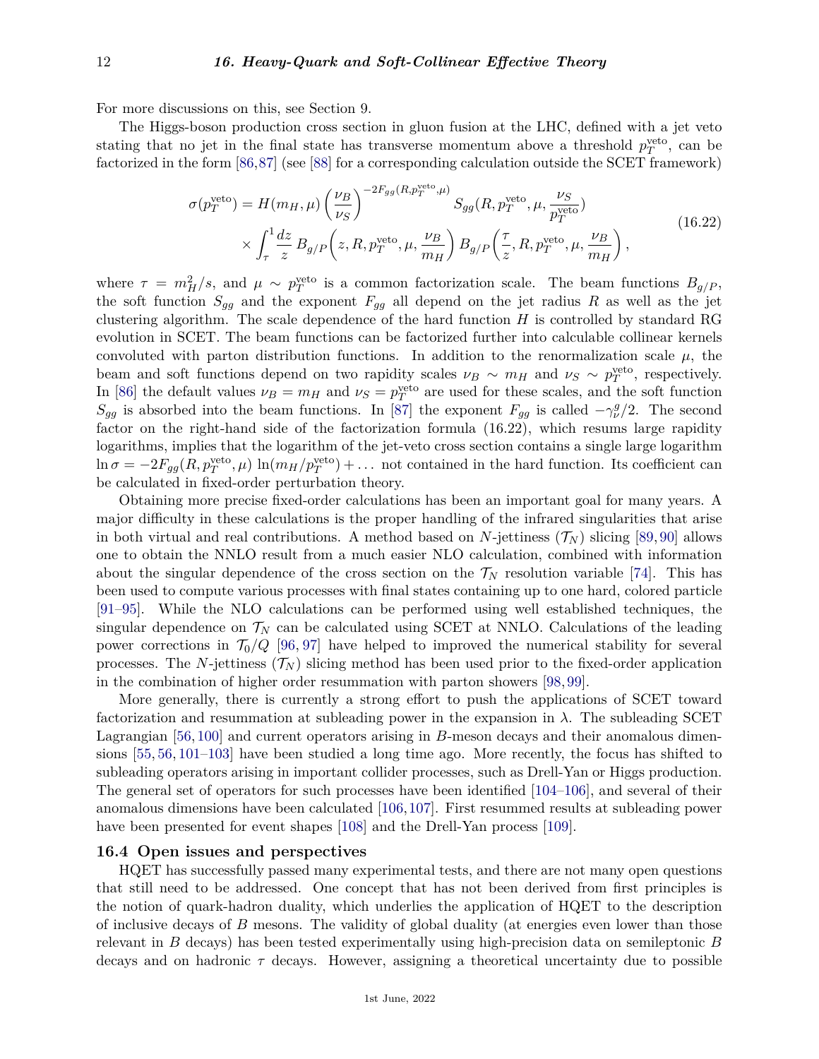For more discussions on this, see Section 9.

The Higgs-boson production cross section in gluon fusion at the LHC, defined with a jet veto stating that no jet in the final state has transverse momentum above a threshold $p_T^{\rm veto}$, can be factorized in the form [86,87] (see [88] for a corresponding calculation outside the SCET framework)

$$
\begin{aligned}
\sigma(p_T^{\rm veto}) &= H(m_H,\mu) \left(\frac{\nu_B}{\nu_S}\right)^{-2F_{gg}(R,p_T^{\rm veto},\mu)} S_{gg}(R,p_T^{\rm veto},\mu,\frac{\nu_S}{p_T^{\rm veto}}) \\
&\quad \times \int_\tau^1 \frac{dz}{z}\, B_{g/P}\bigg(z,R,p_T^{\rm veto},\mu,\frac{\nu_B}{m_H}\bigg)\, B_{g/P}\bigg(\frac{\tau}{z},R,p_T^{\rm veto},\mu,\frac{\nu_B}{m_H}\bigg)\,,
\end{aligned}
\tag{16.22}
$$

where $\tau = m_H^2/s$, and $\mu \sim p_T^{\rm veto}$ is a common factorization scale. The beam functions $B_{g/P}$, the soft function $S_{gg}$ and the exponent $F_{gg}$ all depend on the jet radius $R$ as well as the jet clustering algorithm. The scale dependence of the hard function $H$ is controlled by standard RG evolution in SCET. The beam functions can be factorized further into calculable collinear kernels convoluted with parton distribution functions. In addition to the renormalization scale $\mu$, the beam and soft functions depend on two rapidity scales $\nu_B \sim m_H$ and $\nu_S \sim p_T^{\rm veto}$, respectively. In [86] the default values $\nu_B = m_H$ and $\nu_S = p_T^{\rm veto}$ are used for these scales, and the soft function $S_{gg}$ is absorbed into the beam functions. In [87] the exponent $F_{gg}$ is called $-\gamma_\nu^g/2$. The second factor on the right-hand side of the factorization formula (16.22), which resums large rapidity logarithms, implies that the logarithm of the jet-veto cross section contains a single large logarithm $\ln\sigma = -2F_{gg}(R,p_T^{\rm veto},\mu)\,\ln(m_H/p_T^{\rm veto}) + \ldots$ not contained in the hard function. Its coefficient can be calculated in fixed-order perturbation theory.

Obtaining more precise fixed-order calculations has been an important goal for many years. A major difficulty in these calculations is the proper handling of the infrared singularities that arise in both virtual and real contributions. A method based on $N$-jettiness ($\mathcal{T}_N$) slicing [89,90] allows one to obtain the NNLO result from a much easier NLO calculation, combined with information about the singular dependence of the cross section on the $\mathcal{T}_N$ resolution variable [74]. This has been used to compute various processes with final states containing up to one hard, colored particle [91–95]. While the NLO calculations can be performed using well established techniques, the singular dependence on $\mathcal{T}_N$ can be calculated using SCET at NNLO. Calculations of the leading power corrections in $\mathcal{T}_0/Q$ [96,97] have helped to improved the numerical stability for several processes. The $N$-jettiness ($\mathcal{T}_N$) slicing method has been used prior to the fixed-order application in the combination of higher order resummation with parton showers [98,99].

More generally, there is currently a strong effort to push the applications of SCET toward factorization and resummation at subleading power in the expansion in $\lambda$. The subleading SCET Lagrangian [56,100] and current operators arising in $B$-meson decays and their anomalous dimensions [55,56,101–103] have been studied a long time ago. More recently, the focus has shifted to subleading operators arising in important collider processes, such as Drell-Yan or Higgs production. The general set of operators for such processes have been identified [104–106], and several of their anomalous dimensions have been calculated [106,107]. First resummed results at subleading power have been presented for event shapes [108] and the Drell-Yan process [109].

## 16.4 Open issues and perspectives

HQET has successfully passed many experimental tests, and there are not many open questions that still need to be addressed. One concept that has not been derived from first principles is the notion of quark-hadron duality, which underlies the application of HQET to the description of inclusive decays of $B$ mesons. The validity of global duality (at energies even lower than those relevant in $B$ decays) has been tested experimentally using high-precision data on semileptonic $B$ decays and on hadronic $\tau$ decays. However, assigning a theoretical uncertainty due to possible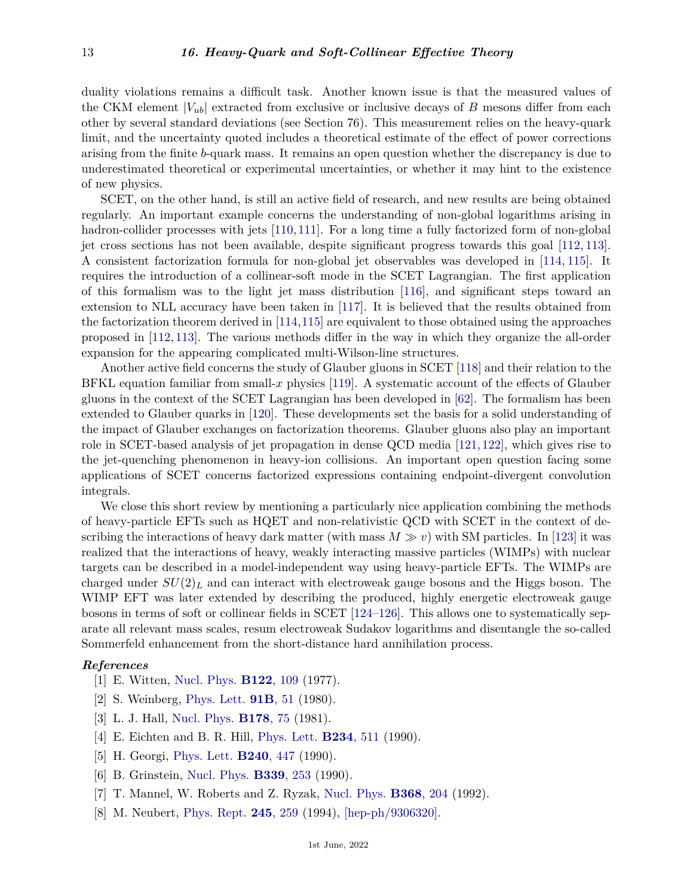duality violations remains a difficult task. Another known issue is that the measured values of the CKM element $|V_{ub}|$ extracted from exclusive or inclusive decays of $B$ mesons differ from each other by several standard deviations (see Section 76). This measurement relies on the heavy-quark limit, and the uncertainty quoted includes a theoretical estimate of the effect of power corrections arising from the finite $b$-quark mass. It remains an open question whether the discrepancy is due to underestimated theoretical or experimental uncertainties, or whether it may hint to the existence of new physics.

SCET, on the other hand, is still an active field of research, and new results are being obtained regularly. An important example concerns the understanding of non-global logarithms arising in hadron-collider processes with jets [110, 111]. For a long time a fully factorized form of non-global jet cross sections has not been available, despite significant progress towards this goal [112, 113]. A consistent factorization formula for non-global jet observables was developed in [114, 115]. It requires the introduction of a collinear-soft mode in the SCET Lagrangian. The first application of this formalism was to the light jet mass distribution [116], and significant steps toward an extension to NLL accuracy have been taken in [117]. It is believed that the results obtained from the factorization theorem derived in [114,115] are equivalent to those obtained using the approaches proposed in [112, 113]. The various methods differ in the way in which they organize the all-order expansion for the appearing complicated multi-Wilson-line structures.

Another active field concerns the study of Glauber gluons in SCET [118] and their relation to the BFKL equation familiar from small-$x$ physics [119]. A systematic account of the effects of Glauber gluons in the context of the SCET Lagrangian has been developed in [62]. The formalism has been extended to Glauber quarks in [120]. These developments set the basis for a solid understanding of the impact of Glauber exchanges on factorization theorems. Glauber gluons also play an important role in SCET-based analysis of jet propagation in dense QCD media [121, 122], which gives rise to the jet-quenching phenomenon in heavy-ion collisions. An important open question facing some applications of SCET concerns factorized expressions containing endpoint-divergent convolution integrals.

We close this short review by mentioning a particularly nice application combining the methods of heavy-particle EFTs such as HQET and non-relativistic QCD with SCET in the context of describing the interactions of heavy dark matter (with mass $M \gg v$) with SM particles. In [123] it was realized that the interactions of heavy, weakly interacting massive particles (WIMPs) with nuclear targets can be described in a model-independent way using heavy-particle EFTs. The WIMPs are charged under $SU(2)_L$ and can interact with electroweak gauge bosons and the Higgs boson. The WIMP EFT was later extended by describing the produced, highly energetic electroweak gauge bosons in terms of soft or collinear fields in SCET [124–126]. This allows one to systematically separate all relevant mass scales, resum electroweak Sudakov logarithms and disentangle the so-called Sommerfeld enhancement from the short-distance hard annihilation process.

### *References*

[1] E. Witten, Nucl. Phys. **B122**, 109 (1977).

[2] S. Weinberg, Phys. Lett. **91B**, 51 (1980).

[3] L. J. Hall, Nucl. Phys. **B178**, 75 (1981).

[4] E. Eichten and B. R. Hill, Phys. Lett. **B234**, 511 (1990).

[5] H. Georgi, Phys. Lett. **B240**, 447 (1990).

[6] B. Grinstein, Nucl. Phys. **B339**, 253 (1990).

[7] T. Mannel, W. Roberts and Z. Ryzak, Nucl. Phys. **B368**, 204 (1992).

[8] M. Neubert, Phys. Rept. **245**, 259 (1994), [hep-ph/9306320].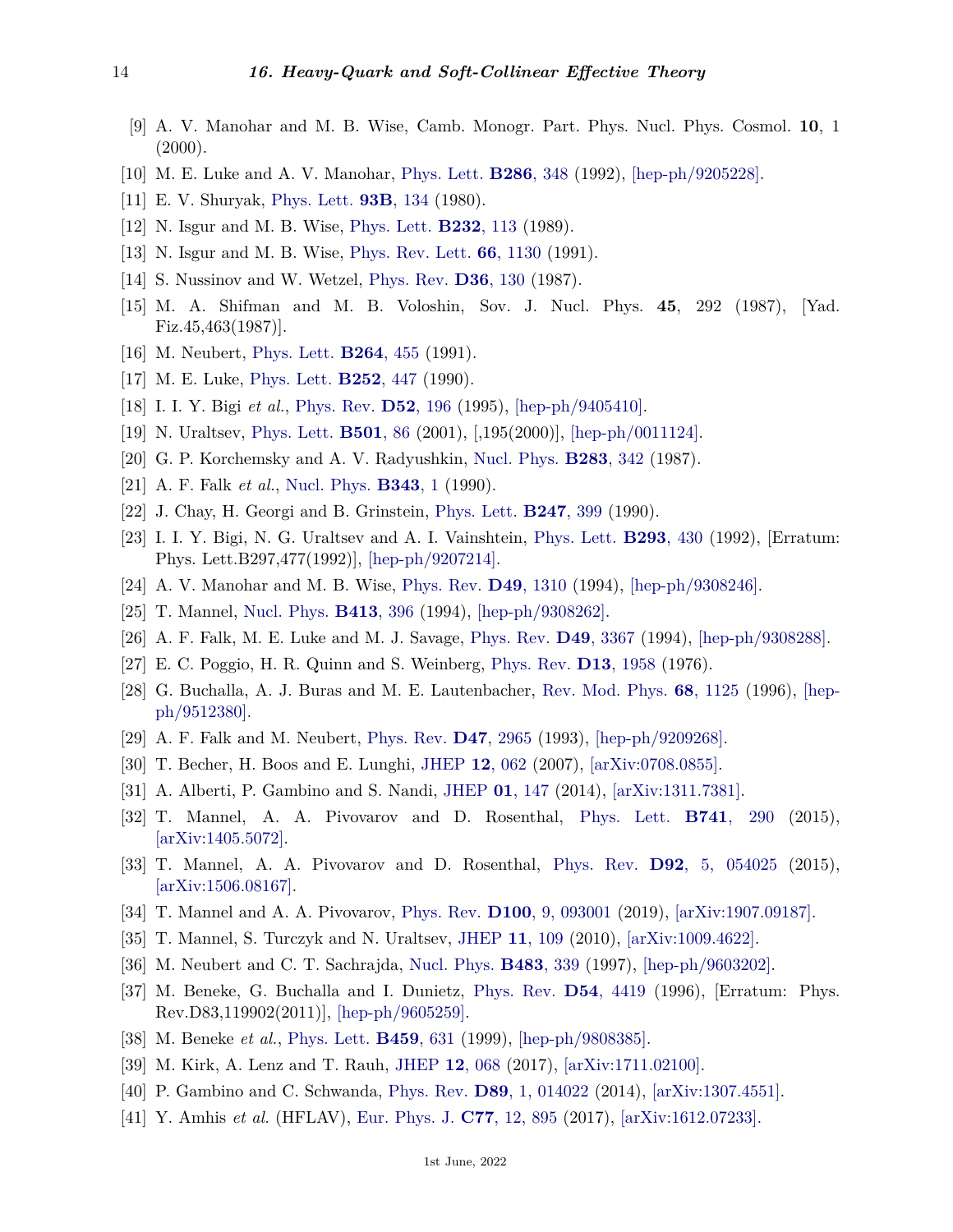[9] A. V. Manohar and M. B. Wise, Camb. Monogr. Part. Phys. Nucl. Phys. Cosmol. **10**, 1 (2000).

[10] M. E. Luke and A. V. Manohar, Phys. Lett. **B286**, 348 (1992), [hep-ph/9205228].

[11] E. V. Shuryak, Phys. Lett. **93B**, 134 (1980).

[12] N. Isgur and M. B. Wise, Phys. Lett. **B232**, 113 (1989).

[13] N. Isgur and M. B. Wise, Phys. Rev. Lett. **66**, 1130 (1991).

[14] S. Nussinov and W. Wetzel, Phys. Rev. **D36**, 130 (1987).

[15] M. A. Shifman and M. B. Voloshin, Sov. J. Nucl. Phys. **45**, 292 (1987), [Yad. Fiz.45,463(1987)].

[16] M. Neubert, Phys. Lett. **B264**, 455 (1991).

[17] M. E. Luke, Phys. Lett. **B252**, 447 (1990).

[18] I. I. Y. Bigi *et al.*, Phys. Rev. **D52**, 196 (1995), [hep-ph/9405410].

[19] N. Uraltsev, Phys. Lett. **B501**, 86 (2001), [,195(2000)], [hep-ph/0011124].

[20] G. P. Korchemsky and A. V. Radyushkin, Nucl. Phys. **B283**, 342 (1987).

[21] A. F. Falk *et al.*, Nucl. Phys. **B343**, 1 (1990).

[22] J. Chay, H. Georgi and B. Grinstein, Phys. Lett. **B247**, 399 (1990).

[23] I. I. Y. Bigi, N. G. Uraltsev and A. I. Vainshtein, Phys. Lett. **B293**, 430 (1992), [Erratum: Phys. Lett.B297,477(1992)], [hep-ph/9207214].

[24] A. V. Manohar and M. B. Wise, Phys. Rev. **D49**, 1310 (1994), [hep-ph/9308246].

[25] T. Mannel, Nucl. Phys. **B413**, 396 (1994), [hep-ph/9308262].

[26] A. F. Falk, M. E. Luke and M. J. Savage, Phys. Rev. **D49**, 3367 (1994), [hep-ph/9308288].

[27] E. C. Poggio, H. R. Quinn and S. Weinberg, Phys. Rev. **D13**, 1958 (1976).

[28] G. Buchalla, A. J. Buras and M. E. Lautenbacher, Rev. Mod. Phys. **68**, 1125 (1996), [hep-ph/9512380].

[29] A. F. Falk and M. Neubert, Phys. Rev. **D47**, 2965 (1993), [hep-ph/9209268].

[30] T. Becher, H. Boos and E. Lunghi, JHEP **12**, 062 (2007), [arXiv:0708.0855].

[31] A. Alberti, P. Gambino and S. Nandi, JHEP **01**, 147 (2014), [arXiv:1311.7381].

[32] T. Mannel, A. A. Pivovarov and D. Rosenthal, Phys. Lett. **B741**, 290 (2015), [arXiv:1405.5072].

[33] T. Mannel, A. A. Pivovarov and D. Rosenthal, Phys. Rev. **D92**, 5, 054025 (2015), [arXiv:1506.08167].

[34] T. Mannel and A. A. Pivovarov, Phys. Rev. **D100**, 9, 093001 (2019), [arXiv:1907.09187].

[35] T. Mannel, S. Turczyk and N. Uraltsev, JHEP **11**, 109 (2010), [arXiv:1009.4622].

[36] M. Neubert and C. T. Sachrajda, Nucl. Phys. **B483**, 339 (1997), [hep-ph/9603202].

[37] M. Beneke, G. Buchalla and I. Dunietz, Phys. Rev. **D54**, 4419 (1996), [Erratum: Phys. Rev.D83,119902(2011)], [hep-ph/9605259].

[38] M. Beneke *et al.*, Phys. Lett. **B459**, 631 (1999), [hep-ph/9808385].

[39] M. Kirk, A. Lenz and T. Rauh, JHEP **12**, 068 (2017), [arXiv:1711.02100].

[40] P. Gambino and C. Schwanda, Phys. Rev. **D89**, 1, 014022 (2014), [arXiv:1307.4551].

[41] Y. Amhis *et al.* (HFLAV), Eur. Phys. J. **C77**, 12, 895 (2017), [arXiv:1612.07233].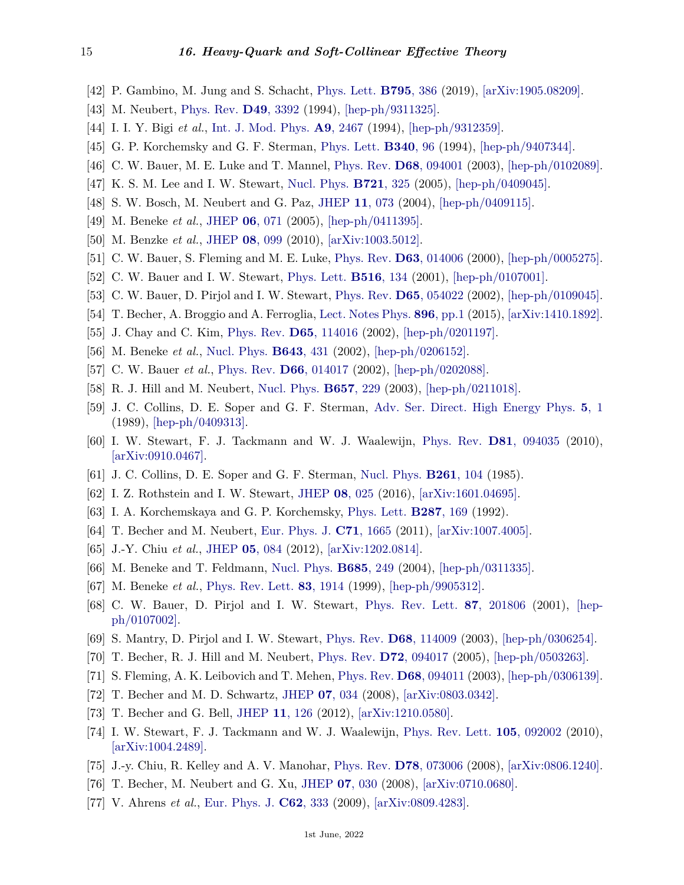[42] P. Gambino, M. Jung and S. Schacht, Phys. Lett. **B795**, 386 (2019), [arXiv:1905.08209].

[43] M. Neubert, Phys. Rev. **D49**, 3392 (1994), [hep-ph/9311325].

[44] I. I. Y. Bigi *et al.*, Int. J. Mod. Phys. **A9**, 2467 (1994), [hep-ph/9312359].

[45] G. P. Korchemsky and G. F. Sterman, Phys. Lett. **B340**, 96 (1994), [hep-ph/9407344].

[46] C. W. Bauer, M. E. Luke and T. Mannel, Phys. Rev. **D68**, 094001 (2003), [hep-ph/0102089].

[47] K. S. M. Lee and I. W. Stewart, Nucl. Phys. **B721**, 325 (2005), [hep-ph/0409045].

[48] S. W. Bosch, M. Neubert and G. Paz, JHEP **11**, 073 (2004), [hep-ph/0409115].

[49] M. Beneke *et al.*, JHEP **06**, 071 (2005), [hep-ph/0411395].

[50] M. Benzke *et al.*, JHEP **08**, 099 (2010), [arXiv:1003.5012].

[51] C. W. Bauer, S. Fleming and M. E. Luke, Phys. Rev. **D63**, 014006 (2000), [hep-ph/0005275].

[52] C. W. Bauer and I. W. Stewart, Phys. Lett. **B516**, 134 (2001), [hep-ph/0107001].

[53] C. W. Bauer, D. Pirjol and I. W. Stewart, Phys. Rev. **D65**, 054022 (2002), [hep-ph/0109045].

[54] T. Becher, A. Broggio and A. Ferroglia, Lect. Notes Phys. **896**, pp.1 (2015), [arXiv:1410.1892].

[55] J. Chay and C. Kim, Phys. Rev. **D65**, 114016 (2002), [hep-ph/0201197].

[56] M. Beneke *et al.*, Nucl. Phys. **B643**, 431 (2002), [hep-ph/0206152].

[57] C. W. Bauer *et al.*, Phys. Rev. **D66**, 014017 (2002), [hep-ph/0202088].

[58] R. J. Hill and M. Neubert, Nucl. Phys. **B657**, 229 (2003), [hep-ph/0211018].

[59] J. C. Collins, D. E. Soper and G. F. Sterman, Adv. Ser. Direct. High Energy Phys. **5**, 1 (1989), [hep-ph/0409313].

[60] I. W. Stewart, F. J. Tackmann and W. J. Waalewijn, Phys. Rev. **D81**, 094035 (2010), [arXiv:0910.0467].

[61] J. C. Collins, D. E. Soper and G. F. Sterman, Nucl. Phys. **B261**, 104 (1985).

[62] I. Z. Rothstein and I. W. Stewart, JHEP **08**, 025 (2016), [arXiv:1601.04695].

[63] I. A. Korchemskaya and G. P. Korchemsky, Phys. Lett. **B287**, 169 (1992).

[64] T. Becher and M. Neubert, Eur. Phys. J. **C71**, 1665 (2011), [arXiv:1007.4005].

[65] J.-Y. Chiu *et al.*, JHEP **05**, 084 (2012), [arXiv:1202.0814].

[66] M. Beneke and T. Feldmann, Nucl. Phys. **B685**, 249 (2004), [hep-ph/0311335].

[67] M. Beneke *et al.*, Phys. Rev. Lett. **83**, 1914 (1999), [hep-ph/9905312].

[68] C. W. Bauer, D. Pirjol and I. W. Stewart, Phys. Rev. Lett. **87**, 201806 (2001), [hep-ph/0107002].

[69] S. Mantry, D. Pirjol and I. W. Stewart, Phys. Rev. **D68**, 114009 (2003), [hep-ph/0306254].

[70] T. Becher, R. J. Hill and M. Neubert, Phys. Rev. **D72**, 094017 (2005), [hep-ph/0503263].

[71] S. Fleming, A. K. Leibovich and T. Mehen, Phys. Rev. **D68**, 094011 (2003), [hep-ph/0306139].

[72] T. Becher and M. D. Schwartz, JHEP **07**, 034 (2008), [arXiv:0803.0342].

[73] T. Becher and G. Bell, JHEP **11**, 126 (2012), [arXiv:1210.0580].

[74] I. W. Stewart, F. J. Tackmann and W. J. Waalewijn, Phys. Rev. Lett. **105**, 092002 (2010), [arXiv:1004.2489].

[75] J.-y. Chiu, R. Kelley and A. V. Manohar, Phys. Rev. **D78**, 073006 (2008), [arXiv:0806.1240].

[76] T. Becher, M. Neubert and G. Xu, JHEP **07**, 030 (2008), [arXiv:0710.0680].

[77] V. Ahrens *et al.*, Eur. Phys. J. **C62**, 333 (2009), [arXiv:0809.4283].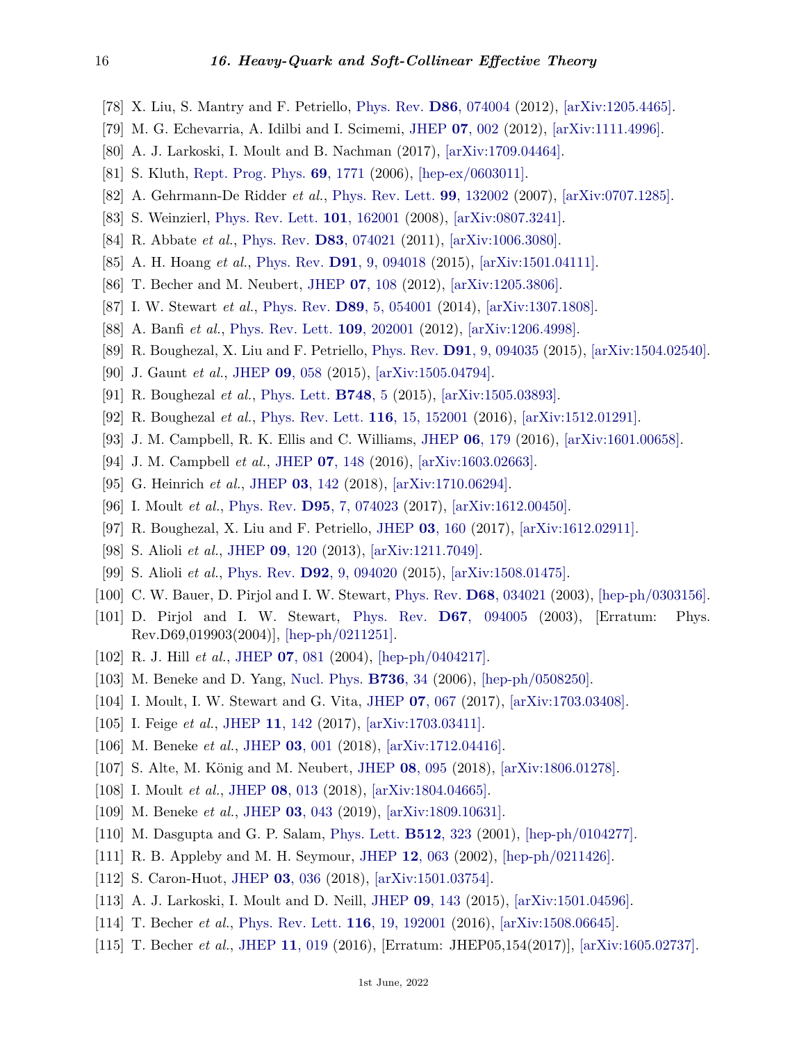[78] X. Liu, S. Mantry and F. Petriello, Phys. Rev. **D86**, 074004 (2012), [arXiv:1205.4465].

[79] M. G. Echevarria, A. Idilbi and I. Scimemi, JHEP **07**, 002 (2012), [arXiv:1111.4996].

[80] A. J. Larkoski, I. Moult and B. Nachman (2017), [arXiv:1709.04464].

[81] S. Kluth, Rept. Prog. Phys. **69**, 1771 (2006), [hep-ex/0603011].

[82] A. Gehrmann-De Ridder *et al.*, Phys. Rev. Lett. **99**, 132002 (2007), [arXiv:0707.1285].

[83] S. Weinzierl, Phys. Rev. Lett. **101**, 162001 (2008), [arXiv:0807.3241].

[84] R. Abbate *et al.*, Phys. Rev. **D83**, 074021 (2011), [arXiv:1006.3080].

[85] A. H. Hoang *et al.*, Phys. Rev. **D91**, 9, 094018 (2015), [arXiv:1501.04111].

[86] T. Becher and M. Neubert, JHEP **07**, 108 (2012), [arXiv:1205.3806].

[87] I. W. Stewart *et al.*, Phys. Rev. **D89**, 5, 054001 (2014), [arXiv:1307.1808].

[88] A. Banfi *et al.*, Phys. Rev. Lett. **109**, 202001 (2012), [arXiv:1206.4998].

[89] R. Boughezal, X. Liu and F. Petriello, Phys. Rev. **D91**, 9, 094035 (2015), [arXiv:1504.02540].

[90] J. Gaunt *et al.*, JHEP **09**, 058 (2015), [arXiv:1505.04794].

[91] R. Boughezal *et al.*, Phys. Lett. **B748**, 5 (2015), [arXiv:1505.03893].

[92] R. Boughezal *et al.*, Phys. Rev. Lett. **116**, 15, 152001 (2016), [arXiv:1512.01291].

[93] J. M. Campbell, R. K. Ellis and C. Williams, JHEP **06**, 179 (2016), [arXiv:1601.00658].

[94] J. M. Campbell *et al.*, JHEP **07**, 148 (2016), [arXiv:1603.02663].

[95] G. Heinrich *et al.*, JHEP **03**, 142 (2018), [arXiv:1710.06294].

[96] I. Moult *et al.*, Phys. Rev. **D95**, 7, 074023 (2017), [arXiv:1612.00450].

[97] R. Boughezal, X. Liu and F. Petriello, JHEP **03**, 160 (2017), [arXiv:1612.02911].

[98] S. Alioli *et al.*, JHEP **09**, 120 (2013), [arXiv:1211.7049].

[99] S. Alioli *et al.*, Phys. Rev. **D92**, 9, 094020 (2015), [arXiv:1508.01475].

[100] C. W. Bauer, D. Pirjol and I. W. Stewart, Phys. Rev. **D68**, 034021 (2003), [hep-ph/0303156].

[101] D. Pirjol and I. W. Stewart, Phys. Rev. **D67**, 094005 (2003), [Erratum: Phys. Rev.D69,019903(2004)], [hep-ph/0211251].

[102] R. J. Hill *et al.*, JHEP **07**, 081 (2004), [hep-ph/0404217].

[103] M. Beneke and D. Yang, Nucl. Phys. **B736**, 34 (2006), [hep-ph/0508250].

[104] I. Moult, I. W. Stewart and G. Vita, JHEP **07**, 067 (2017), [arXiv:1703.03408].

[105] I. Feige *et al.*, JHEP **11**, 142 (2017), [arXiv:1703.03411].

[106] M. Beneke *et al.*, JHEP **03**, 001 (2018), [arXiv:1712.04416].

[107] S. Alte, M. König and M. Neubert, JHEP **08**, 095 (2018), [arXiv:1806.01278].

[108] I. Moult *et al.*, JHEP **08**, 013 (2018), [arXiv:1804.04665].

[109] M. Beneke *et al.*, JHEP **03**, 043 (2019), [arXiv:1809.10631].

[110] M. Dasgupta and G. P. Salam, Phys. Lett. **B512**, 323 (2001), [hep-ph/0104277].

[111] R. B. Appleby and M. H. Seymour, JHEP **12**, 063 (2002), [hep-ph/0211426].

[112] S. Caron-Huot, JHEP **03**, 036 (2018), [arXiv:1501.03754].

[113] A. J. Larkoski, I. Moult and D. Neill, JHEP **09**, 143 (2015), [arXiv:1501.04596].

[114] T. Becher *et al.*, Phys. Rev. Lett. **116**, 19, 192001 (2016), [arXiv:1508.06645].

[115] T. Becher *et al.*, JHEP **11**, 019 (2016), [Erratum: JHEP05,154(2017)], [arXiv:1605.02737].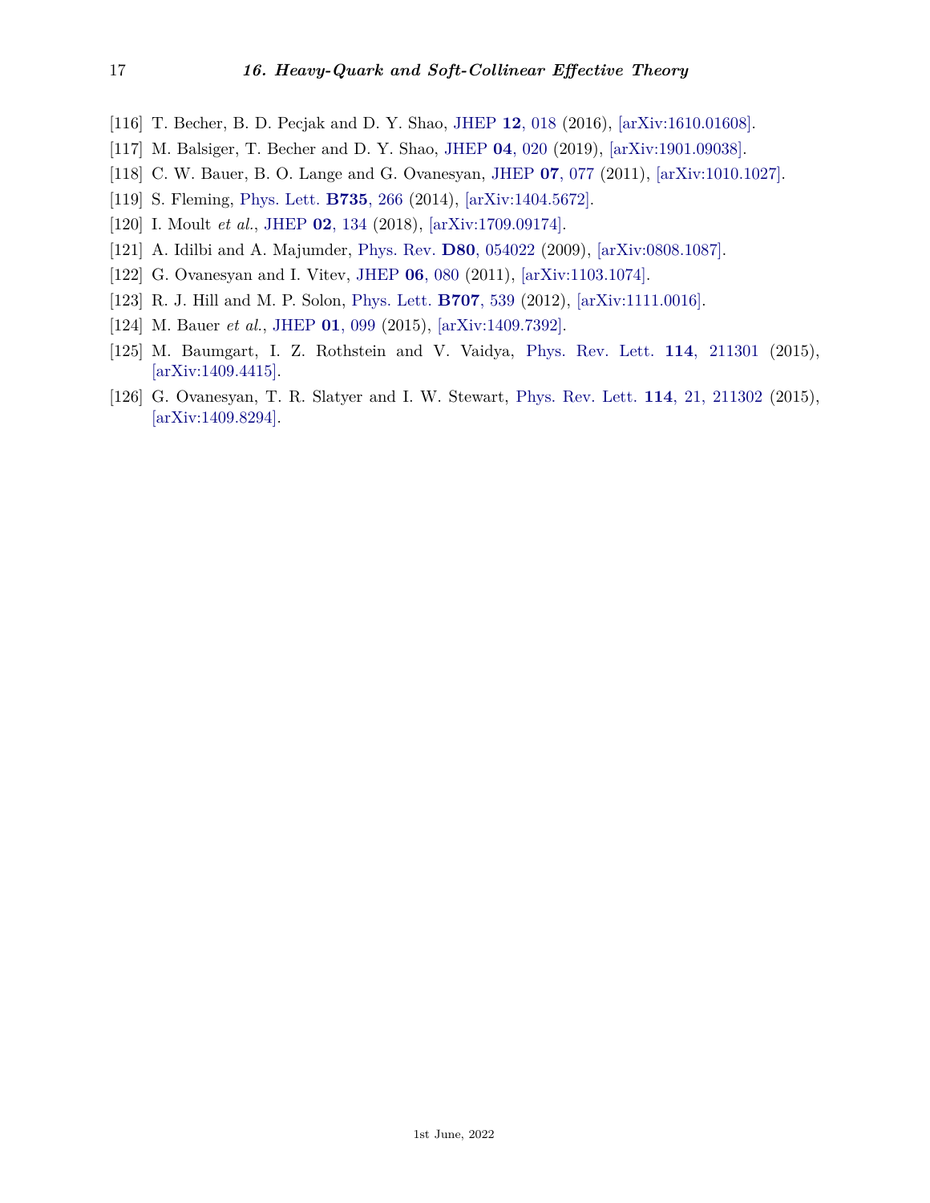[116] T. Becher, B. D. Pecjak and D. Y. Shao, JHEP **12**, 018 (2016), [arXiv:1610.01608].

[117] M. Balsiger, T. Becher and D. Y. Shao, JHEP **04**, 020 (2019), [arXiv:1901.09038].

[118] C. W. Bauer, B. O. Lange and G. Ovanesyan, JHEP **07**, 077 (2011), [arXiv:1010.1027].

[119] S. Fleming, Phys. Lett. **B735**, 266 (2014), [arXiv:1404.5672].

[120] I. Moult *et al.*, JHEP **02**, 134 (2018), [arXiv:1709.09174].

[121] A. Idilbi and A. Majumder, Phys. Rev. **D80**, 054022 (2009), [arXiv:0808.1087].

[122] G. Ovanesyan and I. Vitev, JHEP **06**, 080 (2011), [arXiv:1103.1074].

[123] R. J. Hill and M. P. Solon, Phys. Lett. **B707**, 539 (2012), [arXiv:1111.0016].

[124] M. Bauer *et al.*, JHEP **01**, 099 (2015), [arXiv:1409.7392].

[125] M. Baumgart, I. Z. Rothstein and V. Vaidya, Phys. Rev. Lett. **114**, 211301 (2015), [arXiv:1409.4415].

[126] G. Ovanesyan, T. R. Slatyer and I. W. Stewart, Phys. Rev. Lett. **114**, 21, 211302 (2015), [arXiv:1409.8294].